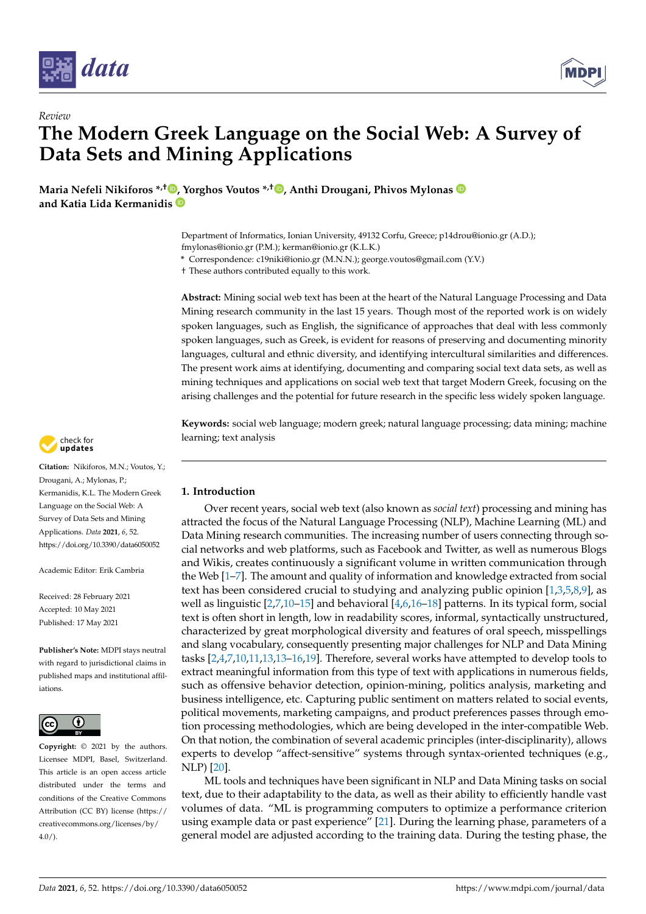*Review*

# The Modern Greek Language on the Social Web: A Survey of Data Sets and Mining Applications

**Maria Nefeli Nikiforos \*,†, Yorghos Voutos \*,†, Anthi Drougani, Phivos Mylonas and Katia Lida Kermanidis**

Department of Informatics, Ionian University, 49132 Corfu, Greece; p14drou@ionio.gr (A.D.); fmylonas@ionio.gr (P.M.); kerman@ionio.gr (K.L.K.)
\* Correspondence: c19niki@ionio.gr (M.N.N.); george.voutos@gmail.com (Y.V.)
† These authors contributed equally to this work.

**Abstract:** Mining social web text has been at the heart of the Natural Language Processing and Data Mining research community in the last 15 years. Though most of the reported work is on widely spoken languages, such as English, the significance of approaches that deal with less commonly spoken languages, such as Greek, is evident for reasons of preserving and documenting minority languages, cultural and ethnic diversity, and identifying intercultural similarities and differences. The present work aims at identifying, documenting and comparing social text data sets, as well as mining techniques and applications on social web text that target Modern Greek, focusing on the arising challenges and the potential for future research in the specific less widely spoken language.

**Keywords:** social web language; modern greek; natural language processing; data mining; machine learning; text analysis

**Citation:** Nikiforos, M.N.; Voutos, Y.; Drougani, A.; Mylonas, P.; Kermanidis, K.L. The Modern Greek Language on the Social Web: A Survey of Data Sets and Mining Applications. *Data* **2021**, *6*, 52. https://doi.org/10.3390/data6050052

Academic Editor: Erik Cambria

Received: 28 February 2021
Accepted: 10 May 2021
Published: 17 May 2021

**Publisher's Note:** MDPI stays neutral with regard to jurisdictional claims in published maps and institutional affiliations.

**Copyright:** © 2021 by the authors. Licensee MDPI, Basel, Switzerland. This article is an open access article distributed under the terms and conditions of the Creative Commons Attribution (CC BY) license (https://creativecommons.org/licenses/by/4.0/).

## 1. Introduction

Over recent years, social web text (also known as *social text*) processing and mining has attracted the focus of the Natural Language Processing (NLP), Machine Learning (ML) and Data Mining research communities. The increasing number of users connecting through social networks and web platforms, such as Facebook and Twitter, as well as numerous Blogs and Wikis, creates continuously a significant volume in written communication through the Web [1–7]. The amount and quality of information and knowledge extracted from social text has been considered crucial to studying and analyzing public opinion [1,3,5,8,9], as well as linguistic [2,7,10–15] and behavioral [4,6,16–18] patterns. In its typical form, social text is often short in length, low in readability scores, informal, syntactically unstructured, characterized by great morphological diversity and features of oral speech, misspellings and slang vocabulary, consequently presenting major challenges for NLP and Data Mining tasks [2,4,7,10,11,13,13–16,19]. Therefore, several works have attempted to develop tools to extract meaningful information from this type of text with applications in numerous fields, such as offensive behavior detection, opinion-mining, politics analysis, marketing and business intelligence, etc. Capturing public sentiment on matters related to social events, political movements, marketing campaigns, and product preferences passes through emotion processing methodologies, which are being developed in the inter-compatible Web. On that notion, the combination of several academic principles (inter-disciplinarity), allows experts to develop "affect-sensitive" systems through syntax-oriented techniques (e.g., NLP) [20].

ML tools and techniques have been significant in NLP and Data Mining tasks on social text, due to their adaptability to the data, as well as their ability to efficiently handle vast volumes of data. "ML is programming computers to optimize a performance criterion using example data or past experience" [21]. During the learning phase, parameters of a general model are adjusted according to the training data. During the testing phase, the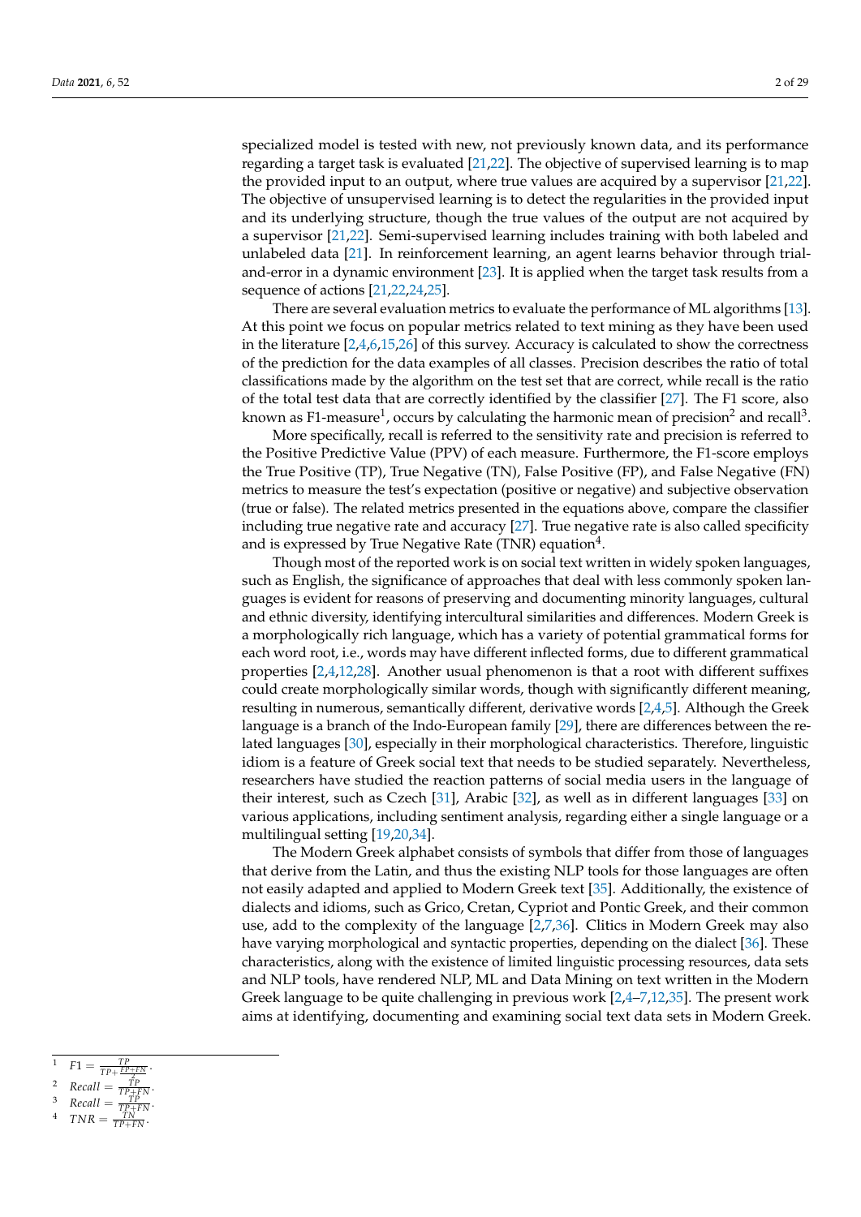specialized model is tested with new, not previously known data, and its performance regarding a target task is evaluated [21,22]. The objective of supervised learning is to map the provided input to an output, where true values are acquired by a supervisor [21,22]. The objective of unsupervised learning is to detect the regularities in the provided input and its underlying structure, though the true values of the output are not acquired by a supervisor [21,22]. Semi-supervised learning includes training with both labeled and unlabeled data [21]. In reinforcement learning, an agent learns behavior through trial-and-error in a dynamic environment [23]. It is applied when the target task results from a sequence of actions [21,22,24,25].

There are several evaluation metrics to evaluate the performance of ML algorithms [13]. At this point we focus on popular metrics related to text mining as they have been used in the literature [2,4,6,15,26] of this survey. Accuracy is calculated to show the correctness of the prediction for the data examples of all classes. Precision describes the ratio of total classifications made by the algorithm on the test set that are correct, while recall is the ratio of the total test data that are correctly identified by the classifier [27]. The F1 score, also known as F1-measure[1], occurs by calculating the harmonic mean of precision[2] and recall[3].

More specifically, recall is referred to the sensitivity rate and precision is referred to the Positive Predictive Value (PPV) of each measure. Furthermore, the F1-score employs the True Positive (TP), True Negative (TN), False Positive (FP), and False Negative (FN) metrics to measure the test's expectation (positive or negative) and subjective observation (true or false). The related metrics presented in the equations above, compare the classifier including true negative rate and accuracy [27]. True negative rate is also called specificity and is expressed by True Negative Rate (TNR) equation[4].

Though most of the reported work is on social text written in widely spoken languages, such as English, the significance of approaches that deal with less commonly spoken languages is evident for reasons of preserving and documenting minority languages, cultural and ethnic diversity, identifying intercultural similarities and differences. Modern Greek is a morphologically rich language, which has a variety of potential grammatical forms for each word root, i.e., words may have different inflected forms, due to different grammatical properties [2,4,12,28]. Another usual phenomenon is that a root with different suffixes could create morphologically similar words, though with significantly different meaning, resulting in numerous, semantically different, derivative words [2,4,5]. Although the Greek language is a branch of the Indo-European family [29], there are differences between the related languages [30], especially in their morphological characteristics. Therefore, linguistic idiom is a feature of Greek social text that needs to be studied separately. Nevertheless, researchers have studied the reaction patterns of social media users in the language of their interest, such as Czech [31], Arabic [32], as well as in different languages [33] on various applications, including sentiment analysis, regarding either a single language or a multilingual setting [19,20,34].

The Modern Greek alphabet consists of symbols that differ from those of languages that derive from the Latin, and thus the existing NLP tools for those languages are often not easily adapted and applied to Modern Greek text [35]. Additionally, the existence of dialects and idioms, such as Grico, Cretan, Cypriot and Pontic Greek, and their common use, add to the complexity of the language [2,7,36]. Clitics in Modern Greek may also have varying morphological and syntactic properties, depending on the dialect [36]. These characteristics, along with the existence of limited linguistic processing resources, data sets and NLP tools, have rendered NLP, ML and Data Mining on text written in the Modern Greek language to be quite challenging in previous work [2,4–7,12,35]. The present work aims at identifying, documenting and examining social text data sets in Modern Greek.

---

[1] $F1 = \frac{TP}{TP+\frac{FP+FN}{2}}$.

[2] $Recall = \frac{TP}{TP+FN}$.

[3] $Recall = \frac{TP}{TP+FN}$.

[4] $TNR = \frac{TN}{TP+FN}$.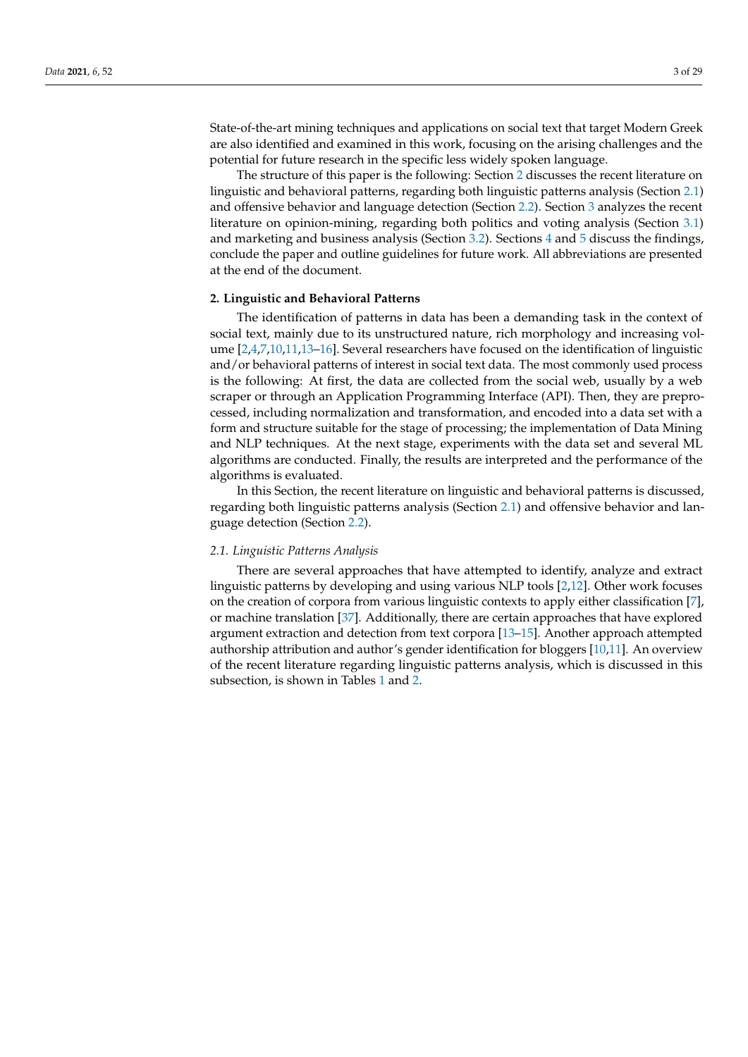State-of-the-art mining techniques and applications on social text that target Modern Greek are also identified and examined in this work, focusing on the arising challenges and the potential for future research in the specific less widely spoken language.

The structure of this paper is the following: Section 2 discusses the recent literature on linguistic and behavioral patterns, regarding both linguistic patterns analysis (Section 2.1) and offensive behavior and language detection (Section 2.2). Section 3 analyzes the recent literature on opinion-mining, regarding both politics and voting analysis (Section 3.1) and marketing and business analysis (Section 3.2). Sections 4 and 5 discuss the findings, conclude the paper and outline guidelines for future work. All abbreviations are presented at the end of the document.

## 2. Linguistic and Behavioral Patterns

The identification of patterns in data has been a demanding task in the context of social text, mainly due to its unstructured nature, rich morphology and increasing volume [2,4,7,10,11,13–16]. Several researchers have focused on the identification of linguistic and/or behavioral patterns of interest in social text data. The most commonly used process is the following: At first, the data are collected from the social web, usually by a web scraper or through an Application Programming Interface (API). Then, they are preprocessed, including normalization and transformation, and encoded into a data set with a form and structure suitable for the stage of processing; the implementation of Data Mining and NLP techniques. At the next stage, experiments with the data set and several ML algorithms are conducted. Finally, the results are interpreted and the performance of the algorithms is evaluated.

In this Section, the recent literature on linguistic and behavioral patterns is discussed, regarding both linguistic patterns analysis (Section 2.1) and offensive behavior and language detection (Section 2.2).

### *2.1. Linguistic Patterns Analysis*

There are several approaches that have attempted to identify, analyze and extract linguistic patterns by developing and using various NLP tools [2,12]. Other work focuses on the creation of corpora from various linguistic contexts to apply either classification [7], or machine translation [37]. Additionally, there are certain approaches that have explored argument extraction and detection from text corpora [13–15]. Another approach attempted authorship attribution and author's gender identification for bloggers [10,11]. An overview of the recent literature regarding linguistic patterns analysis, which is discussed in this subsection, is shown in Tables 1 and 2.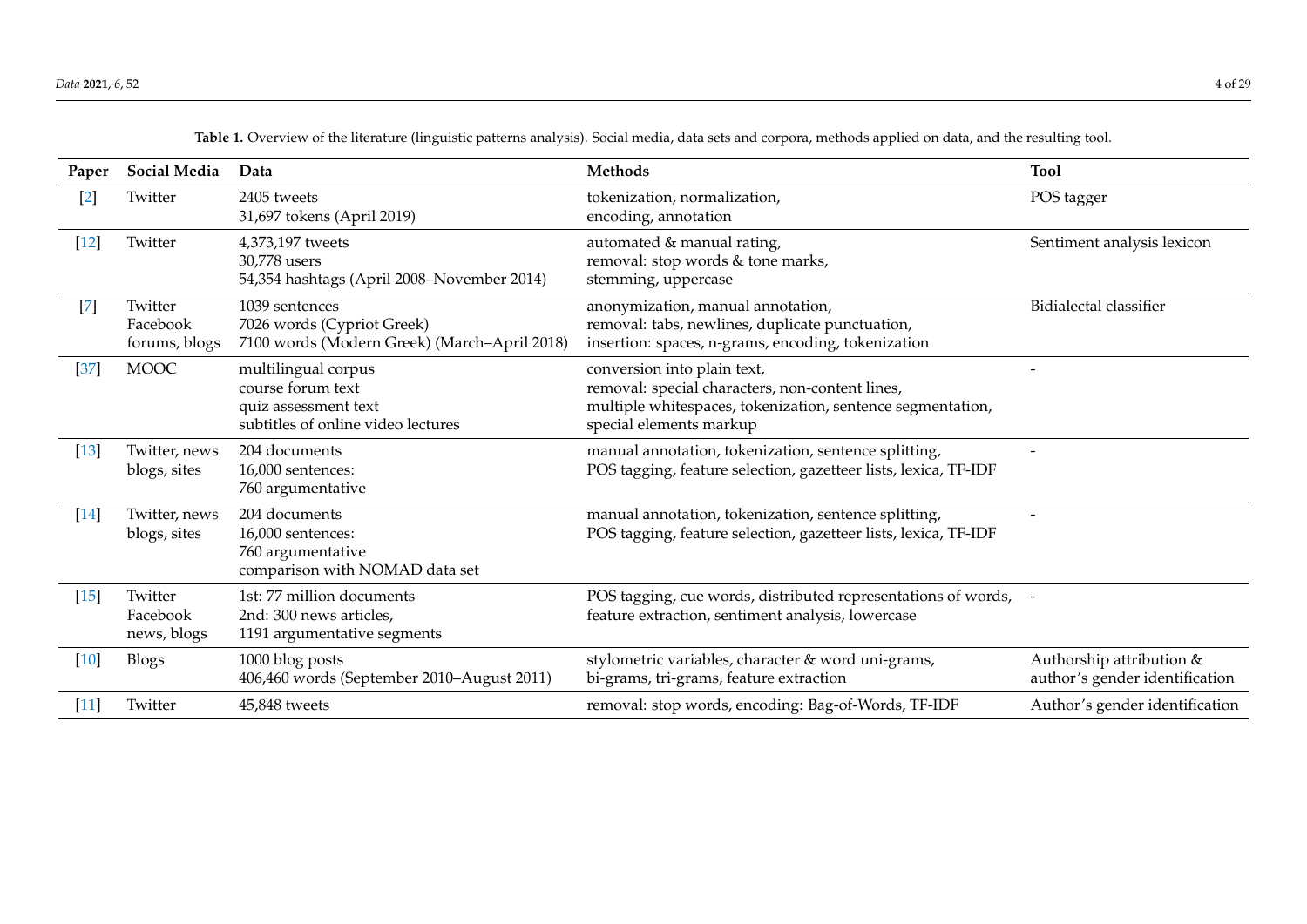**Table 1.** Overview of the literature (linguistic patterns analysis). Social media, data sets and corpora, methods applied on data, and the resulting tool.

| Paper | Social Media | Data | Methods | Tool |
|---|---|---|---|---|
| [2] | Twitter | 2405 tweets<br>31,697 tokens (April 2019) | tokenization, normalization,<br>encoding, annotation | POS tagger |
| [12] | Twitter | 4,373,197 tweets<br>30,778 users<br>54,354 hashtags (April 2008–November 2014) | automated & manual rating,<br>removal: stop words & tone marks,<br>stemming, uppercase | Sentiment analysis lexicon |
| [7] | Twitter<br>Facebook<br>forums, blogs | 1039 sentences<br>7026 words (Cypriot Greek)<br>7100 words (Modern Greek) (March–April 2018) | anonymization, manual annotation,<br>removal: tabs, newlines, duplicate punctuation,<br>insertion: spaces, n-grams, encoding, tokenization | Bidialectal classifier |
| [37] | MOOC | multilingual corpus<br>course forum text<br>quiz assessment text<br>subtitles of online video lectures | conversion into plain text,<br>removal: special characters, non-content lines,<br>multiple whitespaces, tokenization, sentence segmentation,<br>special elements markup | - |
| [13] | Twitter, news<br>blogs, sites | 204 documents<br>16,000 sentences:<br>760 argumentative | manual annotation, tokenization, sentence splitting,<br>POS tagging, feature selection, gazetteer lists, lexica, TF-IDF | - |
| [14] | Twitter, news<br>blogs, sites | 204 documents<br>16,000 sentences:<br>760 argumentative<br>comparison with NOMAD data set | manual annotation, tokenization, sentence splitting,<br>POS tagging, feature selection, gazetteer lists, lexica, TF-IDF | - |
| [15] | Twitter<br>Facebook<br>news, blogs | 1st: 77 million documents<br>2nd: 300 news articles,<br>1191 argumentative segments | POS tagging, cue words, distributed representations of words,<br>feature extraction, sentiment analysis, lowercase | - |
| [10] | Blogs | 1000 blog posts<br>406,460 words (September 2010–August 2011) | stylometric variables, character & word uni-grams,<br>bi-grams, tri-grams, feature extraction | Authorship attribution &<br>author's gender identification |
| [11] | Twitter | 45,848 tweets | removal: stop words, encoding: Bag-of-Words, TF-IDF | Author's gender identification |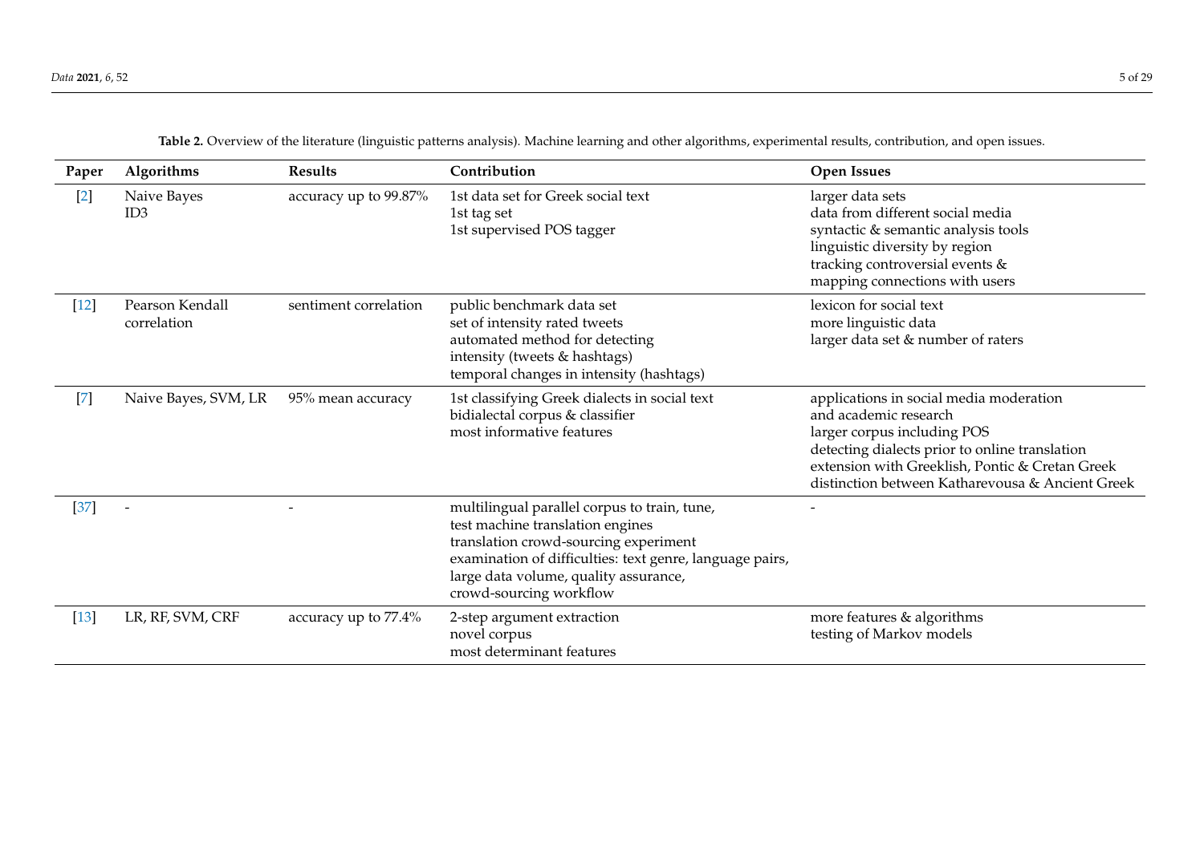**Table 2.** Overview of the literature (linguistic patterns analysis). Machine learning and other algorithms, experimental results, contribution, and open issues.

| Paper | Algorithms | Results | Contribution | Open Issues |
|---|---|---|---|---|
| [2] | Naive Bayes<br>ID3 | accuracy up to 99.87% | 1st data set for Greek social text<br>1st tag set<br>1st supervised POS tagger | larger data sets<br>data from different social media<br>syntactic & semantic analysis tools<br>linguistic diversity by region<br>tracking controversial events &<br>mapping connections with users |
| [12] | Pearson Kendall correlation | sentiment correlation | public benchmark data set<br>set of intensity rated tweets<br>automated method for detecting<br>intensity (tweets & hashtags)<br>temporal changes in intensity (hashtags) | lexicon for social text<br>more linguistic data<br>larger data set & number of raters |
| [7] | Naive Bayes, SVM, LR | 95% mean accuracy | 1st classifying Greek dialects in social text<br>bidialectal corpus & classifier<br>most informative features | applications in social media moderation<br>and academic research<br>larger corpus including POS<br>detecting dialects prior to online translation<br>extension with Greeklish, Pontic & Cretan Greek<br>distinction between Katharevousa & Ancient Greek |
| [37] | - | - | multilingual parallel corpus to train, tune,<br>test machine translation engines<br>translation crowd-sourcing experiment<br>examination of difficulties: text genre, language pairs,<br>large data volume, quality assurance,<br>crowd-sourcing workflow | - |
| [13] | LR, RF, SVM, CRF | accuracy up to 77.4% | 2-step argument extraction<br>novel corpus<br>most determinant features | more features & algorithms<br>testing of Markov models |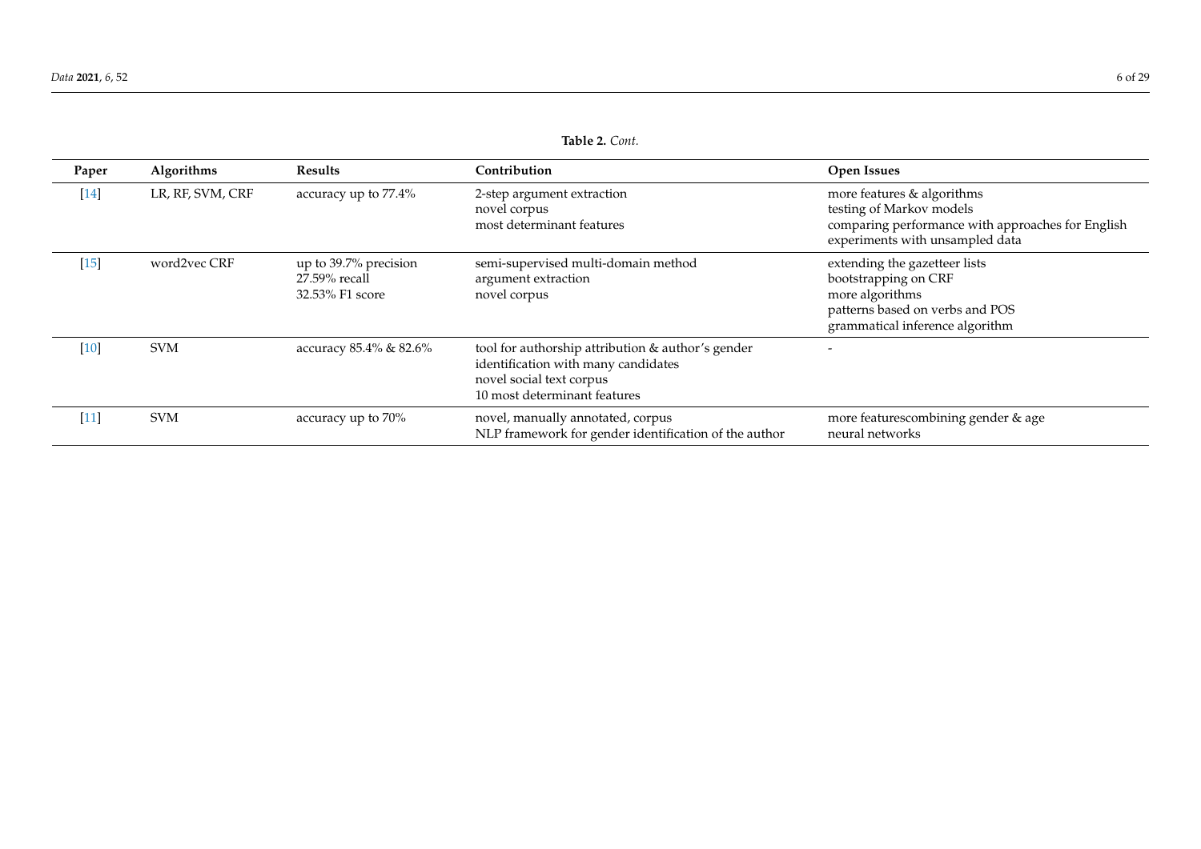**Table 2.** *Cont.*

| Paper | Algorithms | Results | Contribution | Open Issues |
| --- | --- | --- | --- | --- |
| [14] | LR, RF, SVM, CRF | accuracy up to 77.4% | 2-step argument extraction<br>novel corpus<br>most determinant features | more features & algorithms<br>testing of Markov models<br>comparing performance with approaches for English<br>experiments with unsampled data |
| [15] | word2vec CRF | up to 39.7% precision<br>27.59% recall<br>32.53% F1 score | semi-supervised multi-domain method<br>argument extraction<br>novel corpus | extending the gazetteer lists<br>bootstrapping on CRF<br>more algorithms<br>patterns based on verbs and POS<br>grammatical inference algorithm |
| [10] | SVM | accuracy 85.4% & 82.6% | tool for authorship attribution & author's gender identification with many candidates<br>novel social text corpus<br>10 most determinant features | - |
| [11] | SVM | accuracy up to 70% | novel, manually annotated, corpus<br>NLP framework for gender identification of the author | more featurescombining gender & age<br>neural networks |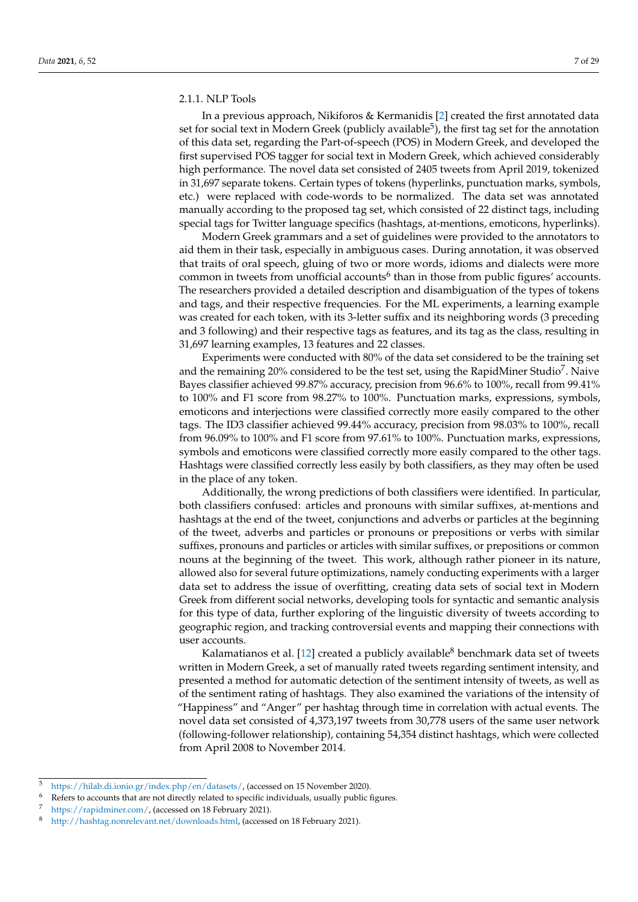#### 2.1.1. NLP Tools

In a previous approach, Nikiforos & Kermanidis [2] created the first annotated data set for social text in Modern Greek (publicly available[5]), the first tag set for the annotation of this data set, regarding the Part-of-speech (POS) in Modern Greek, and developed the first supervised POS tagger for social text in Modern Greek, which achieved considerably high performance. The novel data set consisted of 2405 tweets from April 2019, tokenized in 31,697 separate tokens. Certain types of tokens (hyperlinks, punctuation marks, symbols, etc.) were replaced with code-words to be normalized. The data set was annotated manually according to the proposed tag set, which consisted of 22 distinct tags, including special tags for Twitter language specifics (hashtags, at-mentions, emoticons, hyperlinks).

Modern Greek grammars and a set of guidelines were provided to the annotators to aid them in their task, especially in ambiguous cases. During annotation, it was observed that traits of oral speech, gluing of two or more words, idioms and dialects were more common in tweets from unofficial accounts[6] than in those from public figures' accounts. The researchers provided a detailed description and disambiguation of the types of tokens and tags, and their respective frequencies. For the ML experiments, a learning example was created for each token, with its 3-letter suffix and its neighboring words (3 preceding and 3 following) and their respective tags as features, and its tag as the class, resulting in 31,697 learning examples, 13 features and 22 classes.

Experiments were conducted with 80% of the data set considered to be the training set and the remaining 20% considered to be the test set, using the RapidMiner Studio[7]. Naive Bayes classifier achieved 99.87% accuracy, precision from 96.6% to 100%, recall from 99.41% to 100% and F1 score from 98.27% to 100%. Punctuation marks, expressions, symbols, emoticons and interjections were classified correctly more easily compared to the other tags. The ID3 classifier achieved 99.44% accuracy, precision from 98.03% to 100%, recall from 96.09% to 100% and F1 score from 97.61% to 100%. Punctuation marks, expressions, symbols and emoticons were classified correctly more easily compared to the other tags. Hashtags were classified correctly less easily by both classifiers, as they may often be used in the place of any token.

Additionally, the wrong predictions of both classifiers were identified. In particular, both classifiers confused: articles and pronouns with similar suffixes, at-mentions and hashtags at the end of the tweet, conjunctions and adverbs or particles at the beginning of the tweet, adverbs and particles or pronouns or prepositions or verbs with similar suffixes, pronouns and particles or articles with similar suffixes, or prepositions or common nouns at the beginning of the tweet. This work, although rather pioneer in its nature, allowed also for several future optimizations, namely conducting experiments with a larger data set to address the issue of overfitting, creating data sets of social text in Modern Greek from different social networks, developing tools for syntactic and semantic analysis for this type of data, further exploring of the linguistic diversity of tweets according to geographic region, and tracking controversial events and mapping their connections with user accounts.

Kalamatianos et al. [12] created a publicly available[8] benchmark data set of tweets written in Modern Greek, a set of manually rated tweets regarding sentiment intensity, and presented a method for automatic detection of the sentiment intensity of tweets, as well as of the sentiment rating of hashtags. They also examined the variations of the intensity of "Happiness" and "Anger" per hashtag through time in correlation with actual events. The novel data set consisted of 4,373,197 tweets from 30,778 users of the same user network (following-follower relationship), containing 54,354 distinct hashtags, which were collected from April 2008 to November 2014.

---

[5] https://hilab.di.ionio.gr/index.php/en/datasets/, (accessed on 15 November 2020).

[6] Refers to accounts that are not directly related to specific individuals, usually public figures.

[7] https://rapidminer.com/, (accessed on 18 February 2021).

[8] http://hashtag.nonrelevant.net/downloads.html, (accessed on 18 February 2021).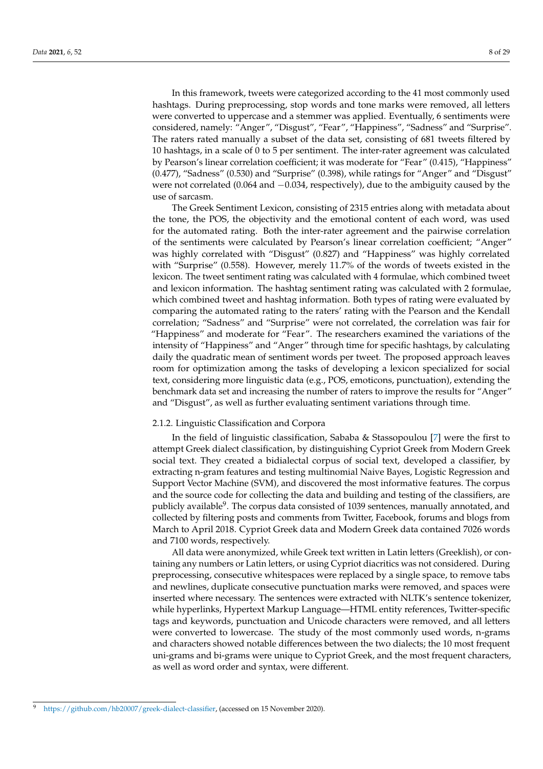In this framework, tweets were categorized according to the 41 most commonly used hashtags. During preprocessing, stop words and tone marks were removed, all letters were converted to uppercase and a stemmer was applied. Eventually, 6 sentiments were considered, namely: “Anger”, “Disgust”, “Fear”, “Happiness”, “Sadness” and “Surprise”. The raters rated manually a subset of the data set, consisting of 681 tweets filtered by 10 hashtags, in a scale of 0 to 5 per sentiment. The inter-rater agreement was calculated by Pearson’s linear correlation coefficient; it was moderate for “Fear” (0.415), “Happiness” (0.477), “Sadness” (0.530) and “Surprise” (0.398), while ratings for “Anger” and “Disgust” were not correlated (0.064 and −0.034, respectively), due to the ambiguity caused by the use of sarcasm.

The Greek Sentiment Lexicon, consisting of 2315 entries along with metadata about the tone, the POS, the objectivity and the emotional content of each word, was used for the automated rating. Both the inter-rater agreement and the pairwise correlation of the sentiments were calculated by Pearson’s linear correlation coefficient; “Anger” was highly correlated with “Disgust” (0.827) and “Happiness” was highly correlated with “Surprise” (0.558). However, merely 11.7% of the words of tweets existed in the lexicon. The tweet sentiment rating was calculated with 4 formulae, which combined tweet and lexicon information. The hashtag sentiment rating was calculated with 2 formulae, which combined tweet and hashtag information. Both types of rating were evaluated by comparing the automated rating to the raters’ rating with the Pearson and the Kendall correlation; “Sadness” and “Surprise” were not correlated, the correlation was fair for “Happiness” and moderate for “Fear”. The researchers examined the variations of the intensity of “Happiness” and “Anger” through time for specific hashtags, by calculating daily the quadratic mean of sentiment words per tweet. The proposed approach leaves room for optimization among the tasks of developing a lexicon specialized for social text, considering more linguistic data (e.g., POS, emoticons, punctuation), extending the benchmark data set and increasing the number of raters to improve the results for “Anger” and “Disgust”, as well as further evaluating sentiment variations through time.

### 2.1.2. Linguistic Classification and Corpora

In the field of linguistic classification, Sababa & Stassopoulou [7] were the first to attempt Greek dialect classification, by distinguishing Cypriot Greek from Modern Greek social text. They created a bidialectal corpus of social text, developed a classifier, by extracting n-gram features and testing multinomial Naive Bayes, Logistic Regression and Support Vector Machine (SVM), and discovered the most informative features. The corpus and the source code for collecting the data and building and testing of the classifiers, are publicly available[9]. The corpus data consisted of 1039 sentences, manually annotated, and collected by filtering posts and comments from Twitter, Facebook, forums and blogs from March to April 2018. Cypriot Greek data and Modern Greek data contained 7026 words and 7100 words, respectively.

All data were anonymized, while Greek text written in Latin letters (Greeklish), or containing any numbers or Latin letters, or using Cypriot diacritics was not considered. During preprocessing, consecutive whitespaces were replaced by a single space, to remove tabs and newlines, duplicate consecutive punctuation marks were removed, and spaces were inserted where necessary. The sentences were extracted with NLTK’s sentence tokenizer, while hyperlinks, Hypertext Markup Language—HTML entity references, Twitter-specific tags and keywords, punctuation and Unicode characters were removed, and all letters were converted to lowercase. The study of the most commonly used words, n-grams and characters showed notable differences between the two dialects; the 10 most frequent uni-grams and bi-grams were unique to Cypriot Greek, and the most frequent characters, as well as word order and syntax, were different.

[9] https://github.com/hb20007/greek-dialect-classifier, (accessed on 15 November 2020).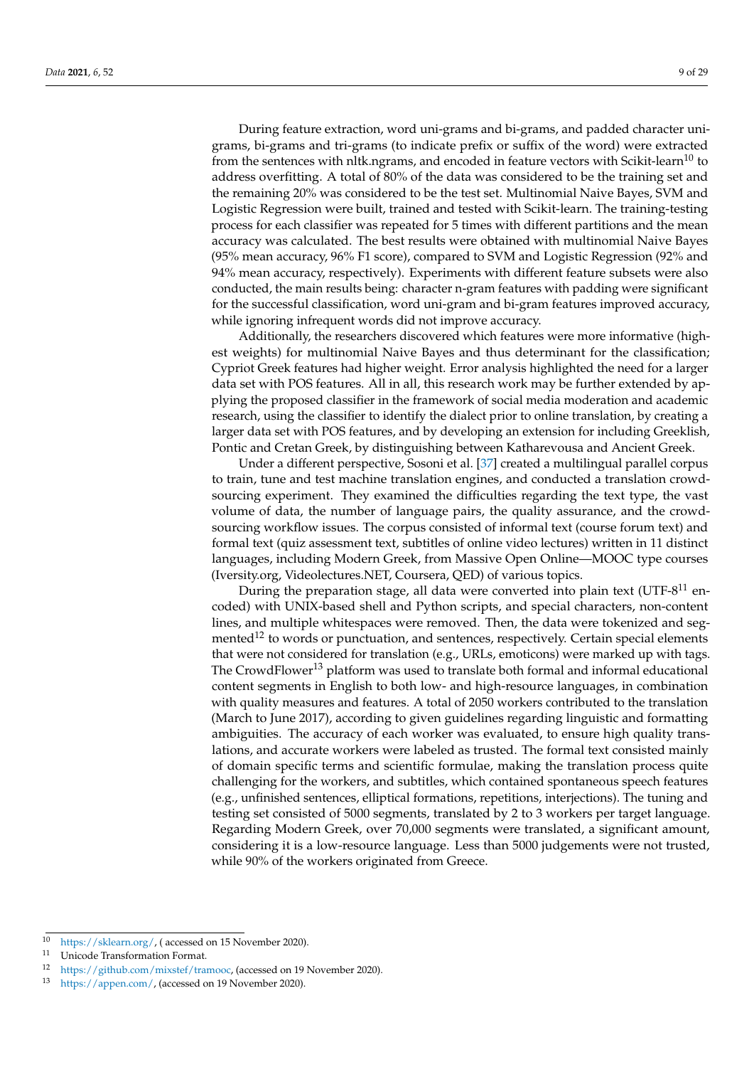During feature extraction, word uni-grams and bi-grams, and padded character uni-grams, bi-grams and tri-grams (to indicate prefix or suffix of the word) were extracted from the sentences with nltk.ngrams, and encoded in feature vectors with Scikit-learn[10] to address overfitting. A total of 80% of the data was considered to be the training set and the remaining 20% was considered to be the test set. Multinomial Naive Bayes, SVM and Logistic Regression were built, trained and tested with Scikit-learn. The training-testing process for each classifier was repeated for 5 times with different partitions and the mean accuracy was calculated. The best results were obtained with multinomial Naive Bayes (95% mean accuracy, 96% F1 score), compared to SVM and Logistic Regression (92% and 94% mean accuracy, respectively). Experiments with different feature subsets were also conducted, the main results being: character n-gram features with padding were significant for the successful classification, word uni-gram and bi-gram features improved accuracy, while ignoring infrequent words did not improve accuracy.

Additionally, the researchers discovered which features were more informative (highest weights) for multinomial Naive Bayes and thus determinant for the classification; Cypriot Greek features had higher weight. Error analysis highlighted the need for a larger data set with POS features. All in all, this research work may be further extended by applying the proposed classifier in the framework of social media moderation and academic research, using the classifier to identify the dialect prior to online translation, by creating a larger data set with POS features, and by developing an extension for including Greeklish, Pontic and Cretan Greek, by distinguishing between Katharevousa and Ancient Greek.

Under a different perspective, Sosoni et al. [37] created a multilingual parallel corpus to train, tune and test machine translation engines, and conducted a translation crowdsourcing experiment. They examined the difficulties regarding the text type, the vast volume of data, the number of language pairs, the quality assurance, and the crowdsourcing workflow issues. The corpus consisted of informal text (course forum text) and formal text (quiz assessment text, subtitles of online video lectures) written in 11 distinct languages, including Modern Greek, from Massive Open Online—MOOC type courses (Iversity.org, Videolectures.NET, Coursera, QED) of various topics.

During the preparation stage, all data were converted into plain text (UTF-8[11] encoded) with UNIX-based shell and Python scripts, and special characters, non-content lines, and multiple whitespaces were removed. Then, the data were tokenized and segmented[12] to words or punctuation, and sentences, respectively. Certain special elements that were not considered for translation (e.g., URLs, emoticons) were marked up with tags. The CrowdFlower[13] platform was used to translate both formal and informal educational content segments in English to both low- and high-resource languages, in combination with quality measures and features. A total of 2050 workers contributed to the translation (March to June 2017), according to given guidelines regarding linguistic and formatting ambiguities. The accuracy of each worker was evaluated, to ensure high quality translations, and accurate workers were labeled as trusted. The formal text consisted mainly of domain specific terms and scientific formulae, making the translation process quite challenging for the workers, and subtitles, which contained spontaneous speech features (e.g., unfinished sentences, elliptical formations, repetitions, interjections). The tuning and testing set consisted of 5000 segments, translated by 2 to 3 workers per target language. Regarding Modern Greek, over 70,000 segments were translated, a significant amount, considering it is a low-resource language. Less than 5000 judgements were not trusted, while 90% of the workers originated from Greece.

---

[10] https://sklearn.org/, ( accessed on 15 November 2020).

[11] Unicode Transformation Format.

[12] https://github.com/mixstef/tramooc, (accessed on 19 November 2020).

[13] https://appen.com/, (accessed on 19 November 2020).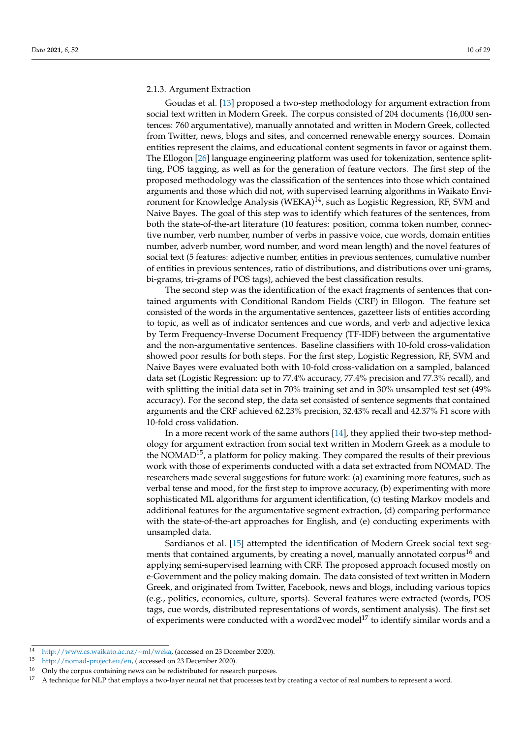#### 2.1.3. Argument Extraction

Goudas et al. [13] proposed a two-step methodology for argument extraction from social text written in Modern Greek. The corpus consisted of 204 documents (16,000 sentences: 760 argumentative), manually annotated and written in Modern Greek, collected from Twitter, news, blogs and sites, and concerned renewable energy sources. Domain entities represent the claims, and educational content segments in favor or against them. The Ellogon [26] language engineering platform was used for tokenization, sentence splitting, POS tagging, as well as for the generation of feature vectors. The first step of the proposed methodology was the classification of the sentences into those which contained arguments and those which did not, with supervised learning algorithms in Waikato Environment for Knowledge Analysis (WEKA)[14], such as Logistic Regression, RF, SVM and Naive Bayes. The goal of this step was to identify which features of the sentences, from both the state-of-the-art literature (10 features: position, comma token number, connective number, verb number, number of verbs in passive voice, cue words, domain entities number, adverb number, word number, and word mean length) and the novel features of social text (5 features: adjective number, entities in previous sentences, cumulative number of entities in previous sentences, ratio of distributions, and distributions over uni-grams, bi-grams, tri-grams of POS tags), achieved the best classification results.

The second step was the identification of the exact fragments of sentences that contained arguments with Conditional Random Fields (CRF) in Ellogon. The feature set consisted of the words in the argumentative sentences, gazetteer lists of entities according to topic, as well as of indicator sentences and cue words, and verb and adjective lexica by Term Frequency-Inverse Document Frequency (TF-IDF) between the argumentative and the non-argumentative sentences. Baseline classifiers with 10-fold cross-validation showed poor results for both steps. For the first step, Logistic Regression, RF, SVM and Naive Bayes were evaluated both with 10-fold cross-validation on a sampled, balanced data set (Logistic Regression: up to 77.4% accuracy, 77.4% precision and 77.3% recall), and with splitting the initial data set in 70% training set and in 30% unsampled test set (49% accuracy). For the second step, the data set consisted of sentence segments that contained arguments and the CRF achieved 62.23% precision, 32.43% recall and 42.37% F1 score with 10-fold cross validation.

In a more recent work of the same authors [14], they applied their two-step methodology for argument extraction from social text written in Modern Greek as a module to the NOMAD[15], a platform for policy making. They compared the results of their previous work with those of experiments conducted with a data set extracted from NOMAD. The researchers made several suggestions for future work: (a) examining more features, such as verbal tense and mood, for the first step to improve accuracy, (b) experimenting with more sophisticated ML algorithms for argument identification, (c) testing Markov models and additional features for the argumentative segment extraction, (d) comparing performance with the state-of-the-art approaches for English, and (e) conducting experiments with unsampled data.

Sardianos et al. [15] attempted the identification of Modern Greek social text segments that contained arguments, by creating a novel, manually annotated corpus[16] and applying semi-supervised learning with CRF. The proposed approach focused mostly on e-Government and the policy making domain. The data consisted of text written in Modern Greek, and originated from Twitter, Facebook, news and blogs, including various topics (e.g., politics, economics, culture, sports). Several features were extracted (words, POS tags, cue words, distributed representations of words, sentiment analysis). The first set of experiments were conducted with a word2vec model[17] to identify similar words and a

---

[14] http://www.cs.waikato.ac.nz/~ml/weka, (accessed on 23 December 2020).

[15] http://nomad-project.eu/en, ( accessed on 23 December 2020).

[16] Only the corpus containing news can be redistributed for research purposes.

[17] A technique for NLP that employs a two-layer neural net that processes text by creating a vector of real numbers to represent a word.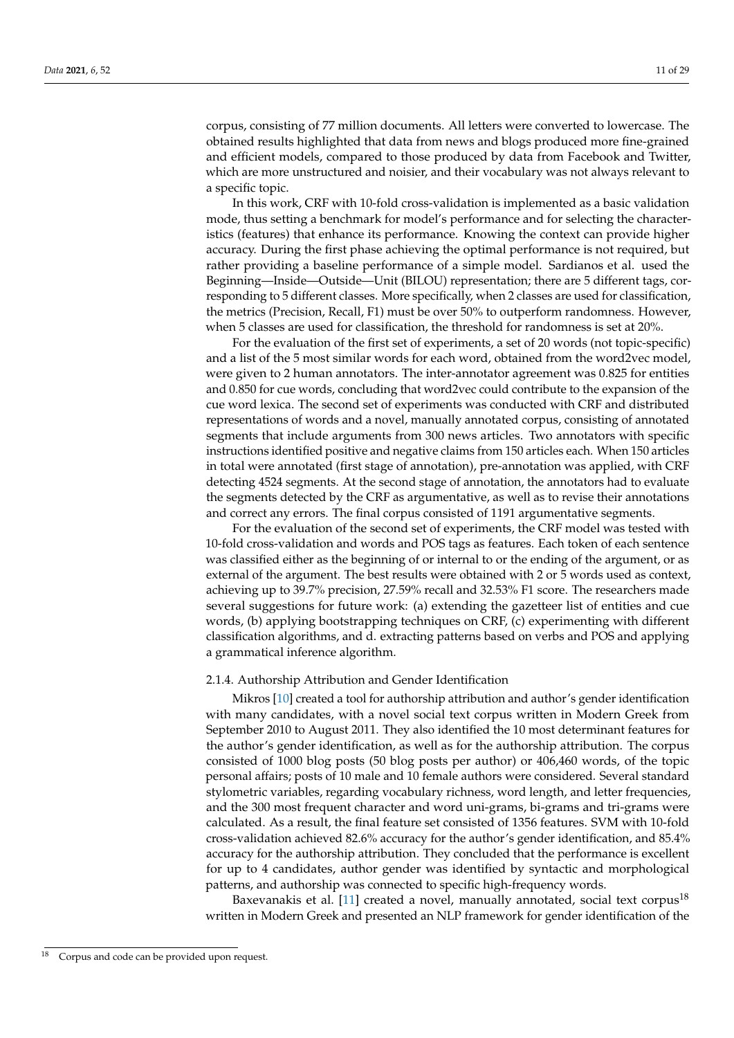corpus, consisting of 77 million documents. All letters were converted to lowercase. The obtained results highlighted that data from news and blogs produced more fine-grained and efficient models, compared to those produced by data from Facebook and Twitter, which are more unstructured and noisier, and their vocabulary was not always relevant to a specific topic.

In this work, CRF with 10-fold cross-validation is implemented as a basic validation mode, thus setting a benchmark for model's performance and for selecting the characteristics (features) that enhance its performance. Knowing the context can provide higher accuracy. During the first phase achieving the optimal performance is not required, but rather providing a baseline performance of a simple model. Sardianos et al. used the Beginning—Inside—Outside—Unit (BILOU) representation; there are 5 different tags, corresponding to 5 different classes. More specifically, when 2 classes are used for classification, the metrics (Precision, Recall, F1) must be over 50% to outperform randomness. However, when 5 classes are used for classification, the threshold for randomness is set at 20%.

For the evaluation of the first set of experiments, a set of 20 words (not topic-specific) and a list of the 5 most similar words for each word, obtained from the word2vec model, were given to 2 human annotators. The inter-annotator agreement was 0.825 for entities and 0.850 for cue words, concluding that word2vec could contribute to the expansion of the cue word lexica. The second set of experiments was conducted with CRF and distributed representations of words and a novel, manually annotated corpus, consisting of annotated segments that include arguments from 300 news articles. Two annotators with specific instructions identified positive and negative claims from 150 articles each. When 150 articles in total were annotated (first stage of annotation), pre-annotation was applied, with CRF detecting 4524 segments. At the second stage of annotation, the annotators had to evaluate the segments detected by the CRF as argumentative, as well as to revise their annotations and correct any errors. The final corpus consisted of 1191 argumentative segments.

For the evaluation of the second set of experiments, the CRF model was tested with 10-fold cross-validation and words and POS tags as features. Each token of each sentence was classified either as the beginning of or internal to or the ending of the argument, or as external of the argument. The best results were obtained with 2 or 5 words used as context, achieving up to 39.7% precision, 27.59% recall and 32.53% F1 score. The researchers made several suggestions for future work: (a) extending the gazetteer list of entities and cue words, (b) applying bootstrapping techniques on CRF, (c) experimenting with different classification algorithms, and d. extracting patterns based on verbs and POS and applying a grammatical inference algorithm.

#### 2.1.4. Authorship Attribution and Gender Identification

Mikros [10] created a tool for authorship attribution and author's gender identification with many candidates, with a novel social text corpus written in Modern Greek from September 2010 to August 2011. They also identified the 10 most determinant features for the author's gender identification, as well as for the authorship attribution. The corpus consisted of 1000 blog posts (50 blog posts per author) or 406,460 words, of the topic personal affairs; posts of 10 male and 10 female authors were considered. Several standard stylometric variables, regarding vocabulary richness, word length, and letter frequencies, and the 300 most frequent character and word uni-grams, bi-grams and tri-grams were calculated. As a result, the final feature set consisted of 1356 features. SVM with 10-fold cross-validation achieved 82.6% accuracy for the author's gender identification, and 85.4% accuracy for the authorship attribution. They concluded that the performance is excellent for up to 4 candidates, author gender was identified by syntactic and morphological patterns, and authorship was connected to specific high-frequency words.

Baxevanakis et al. [11] created a novel, manually annotated, social text corpus[18] written in Modern Greek and presented an NLP framework for gender identification of the

[18] Corpus and code can be provided upon request.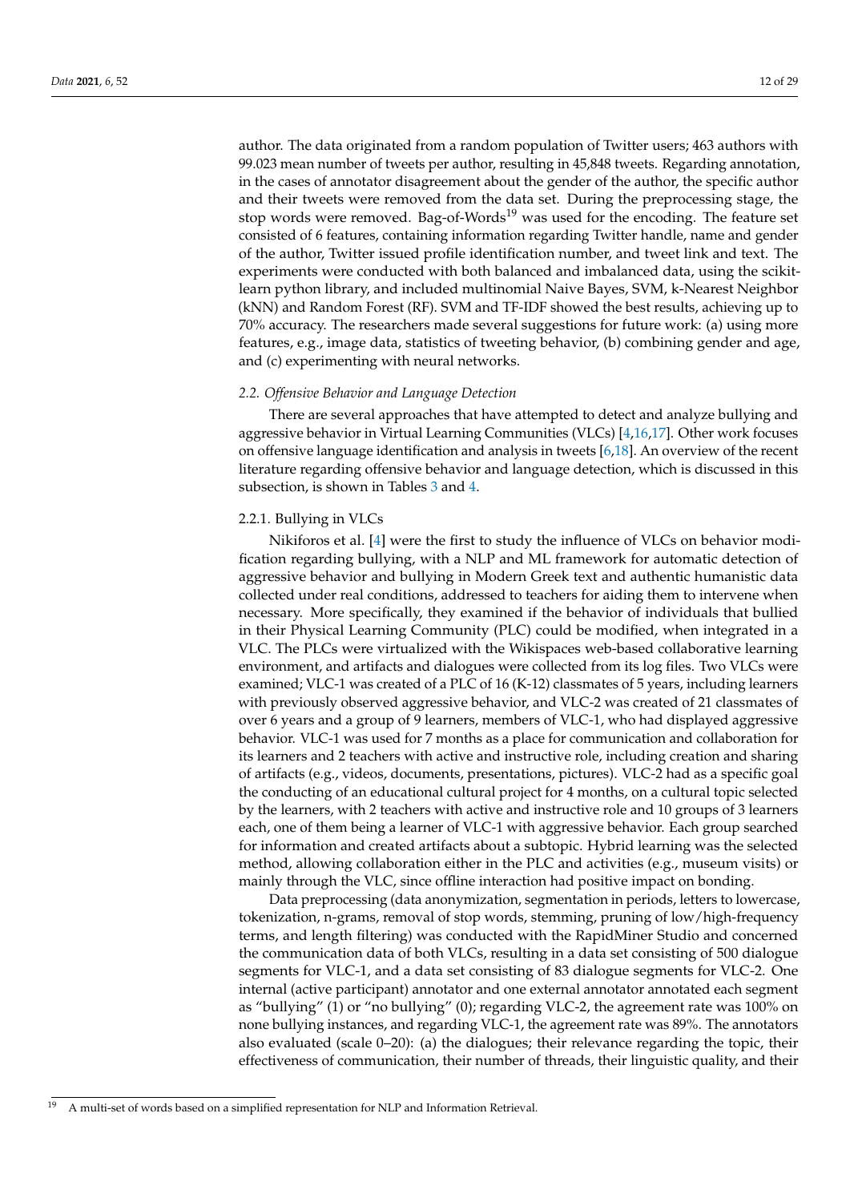author. The data originated from a random population of Twitter users; 463 authors with 99.023 mean number of tweets per author, resulting in 45,848 tweets. Regarding annotation, in the cases of annotator disagreement about the gender of the author, the specific author and their tweets were removed from the data set. During the preprocessing stage, the stop words were removed. Bag-of-Words[19] was used for the encoding. The feature set consisted of 6 features, containing information regarding Twitter handle, name and gender of the author, Twitter issued profile identification number, and tweet link and text. The experiments were conducted with both balanced and imbalanced data, using the scikit-learn python library, and included multinomial Naive Bayes, SVM, k-Nearest Neighbor (kNN) and Random Forest (RF). SVM and TF-IDF showed the best results, achieving up to 70% accuracy. The researchers made several suggestions for future work: (a) using more features, e.g., image data, statistics of tweeting behavior, (b) combining gender and age, and (c) experimenting with neural networks.

### *2.2. Offensive Behavior and Language Detection*

There are several approaches that have attempted to detect and analyze bullying and aggressive behavior in Virtual Learning Communities (VLCs) [4,16,17]. Other work focuses on offensive language identification and analysis in tweets [6,18]. An overview of the recent literature regarding offensive behavior and language detection, which is discussed in this subsection, is shown in Tables 3 and 4.

#### 2.2.1. Bullying in VLCs

Nikiforos et al. [4] were the first to study the influence of VLCs on behavior modification regarding bullying, with a NLP and ML framework for automatic detection of aggressive behavior and bullying in Modern Greek text and authentic humanistic data collected under real conditions, addressed to teachers for aiding them to intervene when necessary. More specifically, they examined if the behavior of individuals that bullied in their Physical Learning Community (PLC) could be modified, when integrated in a VLC. The PLCs were virtualized with the Wikispaces web-based collaborative learning environment, and artifacts and dialogues were collected from its log files. Two VLCs were examined; VLC-1 was created of a PLC of 16 (K-12) classmates of 5 years, including learners with previously observed aggressive behavior, and VLC-2 was created of 21 classmates of over 6 years and a group of 9 learners, members of VLC-1, who had displayed aggressive behavior. VLC-1 was used for 7 months as a place for communication and collaboration for its learners and 2 teachers with active and instructive role, including creation and sharing of artifacts (e.g., videos, documents, presentations, pictures). VLC-2 had as a specific goal the conducting of an educational cultural project for 4 months, on a cultural topic selected by the learners, with 2 teachers with active and instructive role and 10 groups of 3 learners each, one of them being a learner of VLC-1 with aggressive behavior. Each group searched for information and created artifacts about a subtopic. Hybrid learning was the selected method, allowing collaboration either in the PLC and activities (e.g., museum visits) or mainly through the VLC, since offline interaction had positive impact on bonding.

Data preprocessing (data anonymization, segmentation in periods, letters to lowercase, tokenization, n-grams, removal of stop words, stemming, pruning of low/high-frequency terms, and length filtering) was conducted with the RapidMiner Studio and concerned the communication data of both VLCs, resulting in a data set consisting of 500 dialogue segments for VLC-1, and a data set consisting of 83 dialogue segments for VLC-2. One internal (active participant) annotator and one external annotator annotated each segment as "bullying" (1) or "no bullying" (0); regarding VLC-2, the agreement rate was 100% on none bullying instances, and regarding VLC-1, the agreement rate was 89%. The annotators also evaluated (scale 0–20): (a) the dialogues; their relevance regarding the topic, their effectiveness of communication, their number of threads, their linguistic quality, and their

[19] A multi-set of words based on a simplified representation for NLP and Information Retrieval.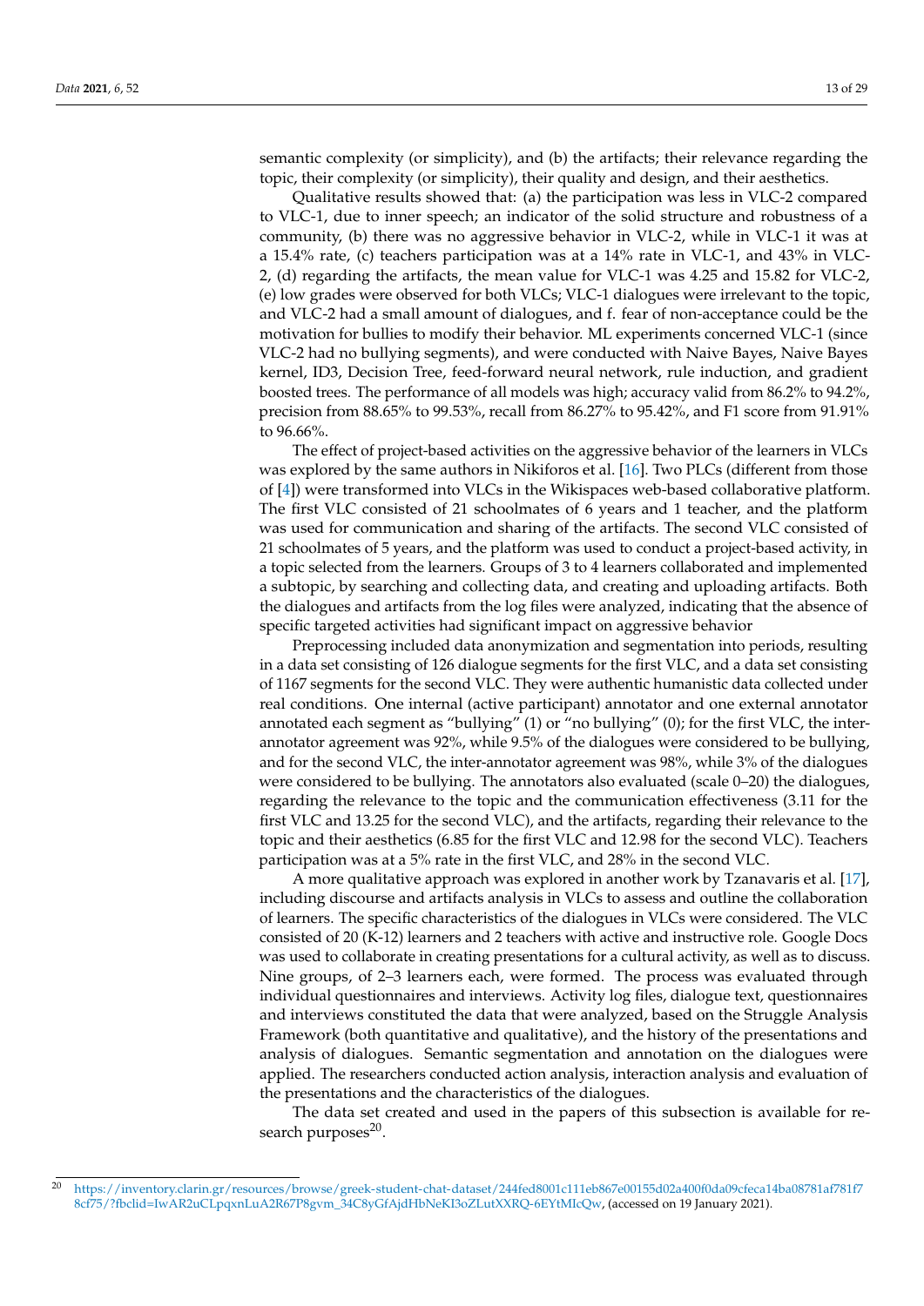semantic complexity (or simplicity), and (b) the artifacts; their relevance regarding the topic, their complexity (or simplicity), their quality and design, and their aesthetics.

Qualitative results showed that: (a) the participation was less in VLC-2 compared to VLC-1, due to inner speech; an indicator of the solid structure and robustness of a community, (b) there was no aggressive behavior in VLC-2, while in VLC-1 it was at a 15.4% rate, (c) teachers participation was at a 14% rate in VLC-1, and 43% in VLC-2, (d) regarding the artifacts, the mean value for VLC-1 was 4.25 and 15.82 for VLC-2, (e) low grades were observed for both VLCs; VLC-1 dialogues were irrelevant to the topic, and VLC-2 had a small amount of dialogues, and f. fear of non-acceptance could be the motivation for bullies to modify their behavior. ML experiments concerned VLC-1 (since VLC-2 had no bullying segments), and were conducted with Naive Bayes, Naive Bayes kernel, ID3, Decision Tree, feed-forward neural network, rule induction, and gradient boosted trees. The performance of all models was high; accuracy valid from 86.2% to 94.2%, precision from 88.65% to 99.53%, recall from 86.27% to 95.42%, and F1 score from 91.91% to 96.66%.

The effect of project-based activities on the aggressive behavior of the learners in VLCs was explored by the same authors in Nikiforos et al. [16]. Two PLCs (different from those of [4]) were transformed into VLCs in the Wikispaces web-based collaborative platform. The first VLC consisted of 21 schoolmates of 6 years and 1 teacher, and the platform was used for communication and sharing of the artifacts. The second VLC consisted of 21 schoolmates of 5 years, and the platform was used to conduct a project-based activity, in a topic selected from the learners. Groups of 3 to 4 learners collaborated and implemented a subtopic, by searching and collecting data, and creating and uploading artifacts. Both the dialogues and artifacts from the log files were analyzed, indicating that the absence of specific targeted activities had significant impact on aggressive behavior

Preprocessing included data anonymization and segmentation into periods, resulting in a data set consisting of 126 dialogue segments for the first VLC, and a data set consisting of 1167 segments for the second VLC. They were authentic humanistic data collected under real conditions. One internal (active participant) annotator and one external annotator annotated each segment as "bullying" (1) or "no bullying" (0); for the first VLC, the inter-annotator agreement was 92%, while 9.5% of the dialogues were considered to be bullying, and for the second VLC, the inter-annotator agreement was 98%, while 3% of the dialogues were considered to be bullying. The annotators also evaluated (scale 0–20) the dialogues, regarding the relevance to the topic and the communication effectiveness (3.11 for the first VLC and 13.25 for the second VLC), and the artifacts, regarding their relevance to the topic and their aesthetics (6.85 for the first VLC and 12.98 for the second VLC). Teachers participation was at a 5% rate in the first VLC, and 28% in the second VLC.

A more qualitative approach was explored in another work by Tzanavaris et al. [17], including discourse and artifacts analysis in VLCs to assess and outline the collaboration of learners. The specific characteristics of the dialogues in VLCs were considered. The VLC consisted of 20 (K-12) learners and 2 teachers with active and instructive role. Google Docs was used to collaborate in creating presentations for a cultural activity, as well as to discuss. Nine groups, of 2–3 learners each, were formed. The process was evaluated through individual questionnaires and interviews. Activity log files, dialogue text, questionnaires and interviews constituted the data that were analyzed, based on the Struggle Analysis Framework (both quantitative and qualitative), and the history of the presentations and analysis of dialogues. Semantic segmentation and annotation on the dialogues were applied. The researchers conducted action analysis, interaction analysis and evaluation of the presentations and the characteristics of the dialogues.

The data set created and used in the papers of this subsection is available for research purposes[20].

[20] https://inventory.clarin.gr/resources/browse/greek-student-chat-dataset/244fed8001c111eb867e00155d02a400f0da09cfeca14ba08781af781f78cf75/?fbclid=IwAR2uCLpqxnLuA2R67P8gvm_34C8yGfAjdHbNeKI3oZLutXXRQ-6EYtMIcQw, (accessed on 19 January 2021).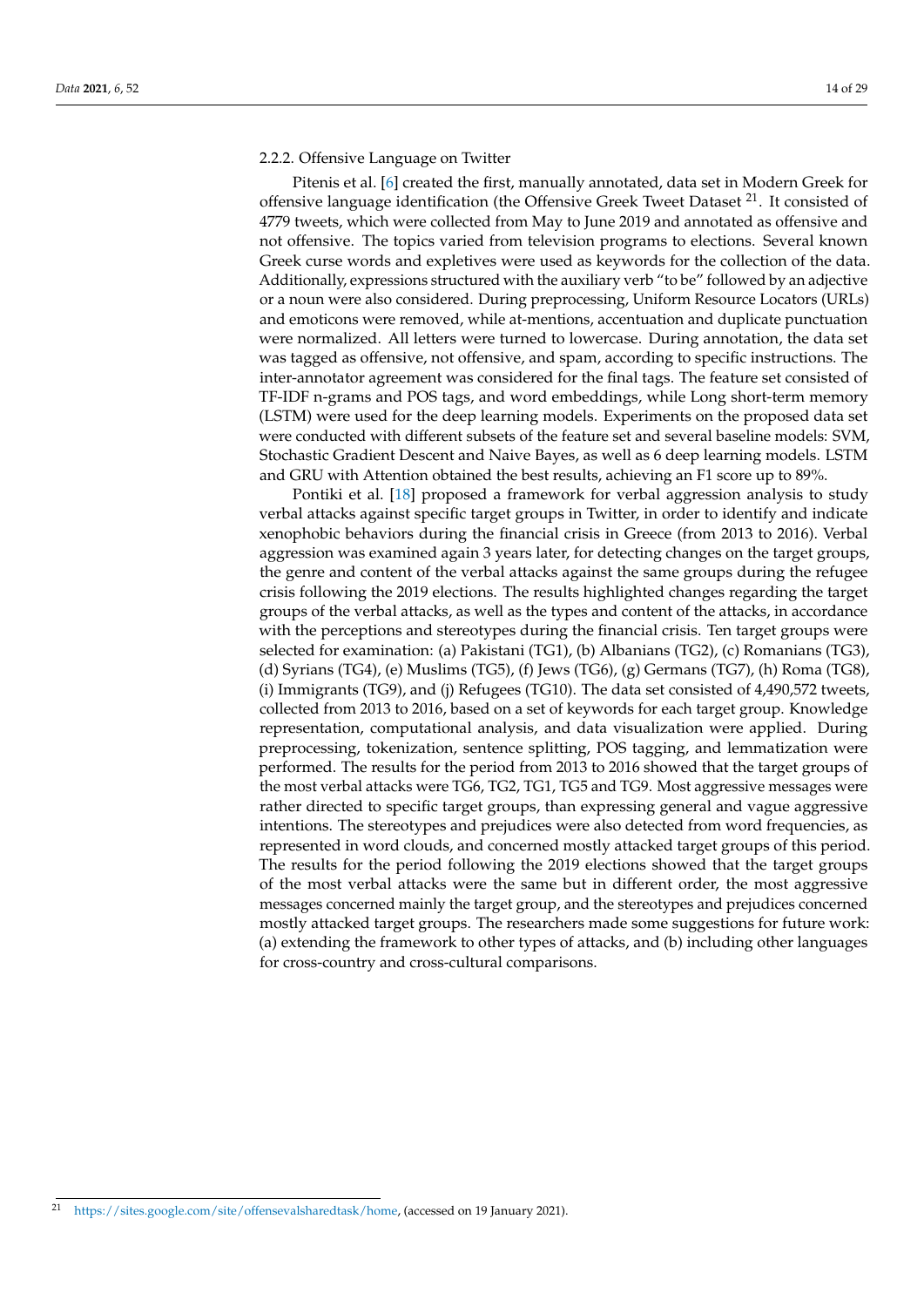### 2.2.2. Offensive Language on Twitter

Pitenis et al. [6] created the first, manually annotated, data set in Modern Greek for offensive language identification (the Offensive Greek Tweet Dataset [21]. It consisted of 4779 tweets, which were collected from May to June 2019 and annotated as offensive and not offensive. The topics varied from television programs to elections. Several known Greek curse words and expletives were used as keywords for the collection of the data. Additionally, expressions structured with the auxiliary verb "to be" followed by an adjective or a noun were also considered. During preprocessing, Uniform Resource Locators (URLs) and emoticons were removed, while at-mentions, accentuation and duplicate punctuation were normalized. All letters were turned to lowercase. During annotation, the data set was tagged as offensive, not offensive, and spam, according to specific instructions. The inter-annotator agreement was considered for the final tags. The feature set consisted of TF-IDF n-grams and POS tags, and word embeddings, while Long short-term memory (LSTM) were used for the deep learning models. Experiments on the proposed data set were conducted with different subsets of the feature set and several baseline models: SVM, Stochastic Gradient Descent and Naive Bayes, as well as 6 deep learning models. LSTM and GRU with Attention obtained the best results, achieving an F1 score up to 89%.

Pontiki et al. [18] proposed a framework for verbal aggression analysis to study verbal attacks against specific target groups in Twitter, in order to identify and indicate xenophobic behaviors during the financial crisis in Greece (from 2013 to 2016). Verbal aggression was examined again 3 years later, for detecting changes on the target groups, the genre and content of the verbal attacks against the same groups during the refugee crisis following the 2019 elections. The results highlighted changes regarding the target groups of the verbal attacks, as well as the types and content of the attacks, in accordance with the perceptions and stereotypes during the financial crisis. Ten target groups were selected for examination: (a) Pakistani (TG1), (b) Albanians (TG2), (c) Romanians (TG3), (d) Syrians (TG4), (e) Muslims (TG5), (f) Jews (TG6), (g) Germans (TG7), (h) Roma (TG8), (i) Immigrants (TG9), and (j) Refugees (TG10). The data set consisted of 4,490,572 tweets, collected from 2013 to 2016, based on a set of keywords for each target group. Knowledge representation, computational analysis, and data visualization were applied. During preprocessing, tokenization, sentence splitting, POS tagging, and lemmatization were performed. The results for the period from 2013 to 2016 showed that the target groups of the most verbal attacks were TG6, TG2, TG1, TG5 and TG9. Most aggressive messages were rather directed to specific target groups, than expressing general and vague aggressive intentions. The stereotypes and prejudices were also detected from word frequencies, as represented in word clouds, and concerned mostly attacked target groups of this period. The results for the period following the 2019 elections showed that the target groups of the most verbal attacks were the same but in different order, the most aggressive messages concerned mainly the target group, and the stereotypes and prejudices concerned mostly attacked target groups. The researchers made some suggestions for future work: (a) extending the framework to other types of attacks, and (b) including other languages for cross-country and cross-cultural comparisons.

---

[21] https://sites.google.com/site/offensevalsharedtask/home, (accessed on 19 January 2021).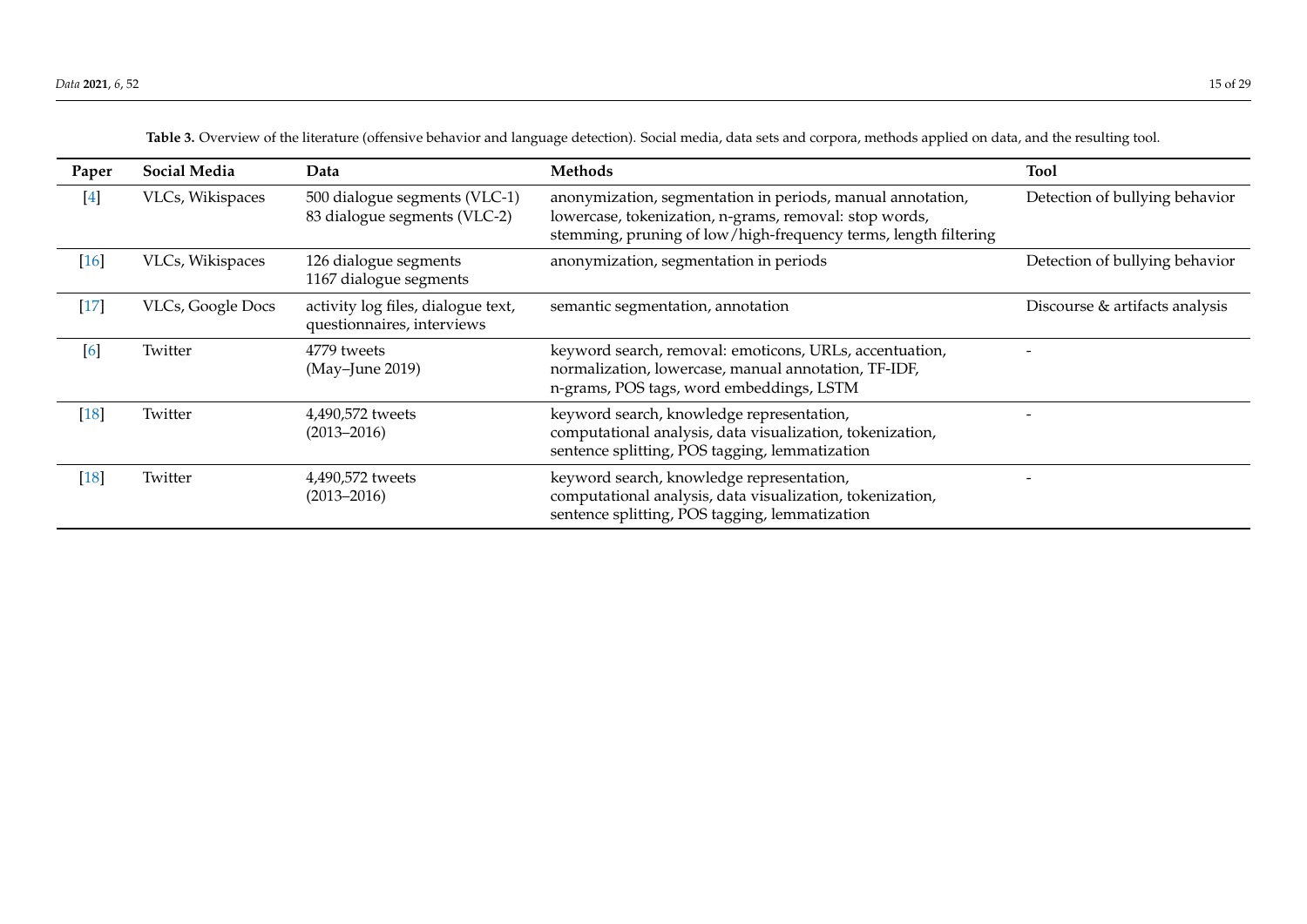**Table 3.** Overview of the literature (offensive behavior and language detection). Social media, data sets and corpora, methods applied on data, and the resulting tool.

| Paper | Social Media | Data | Methods | Tool |
|---|---|---|---|---|
| [4] | VLCs, Wikispaces | 500 dialogue segments (VLC-1) 83 dialogue segments (VLC-2) | anonymization, segmentation in periods, manual annotation, lowercase, tokenization, n-grams, removal: stop words, stemming, pruning of low/high-frequency terms, length filtering | Detection of bullying behavior |
| [16] | VLCs, Wikispaces | 126 dialogue segments 1167 dialogue segments | anonymization, segmentation in periods | Detection of bullying behavior |
| [17] | VLCs, Google Docs | activity log files, dialogue text, questionnaires, interviews | semantic segmentation, annotation | Discourse & artifacts analysis |
| [6] | Twitter | 4779 tweets (May–June 2019) | keyword search, removal: emoticons, URLs, accentuation, normalization, lowercase, manual annotation, TF-IDF, n-grams, POS tags, word embeddings, LSTM | - |
| [18] | Twitter | 4,490,572 tweets (2013–2016) | keyword search, knowledge representation, computational analysis, data visualization, tokenization, sentence splitting, POS tagging, lemmatization | - |
| [18] | Twitter | 4,490,572 tweets (2013–2016) | keyword search, knowledge representation, computational analysis, data visualization, tokenization, sentence splitting, POS tagging, lemmatization | - |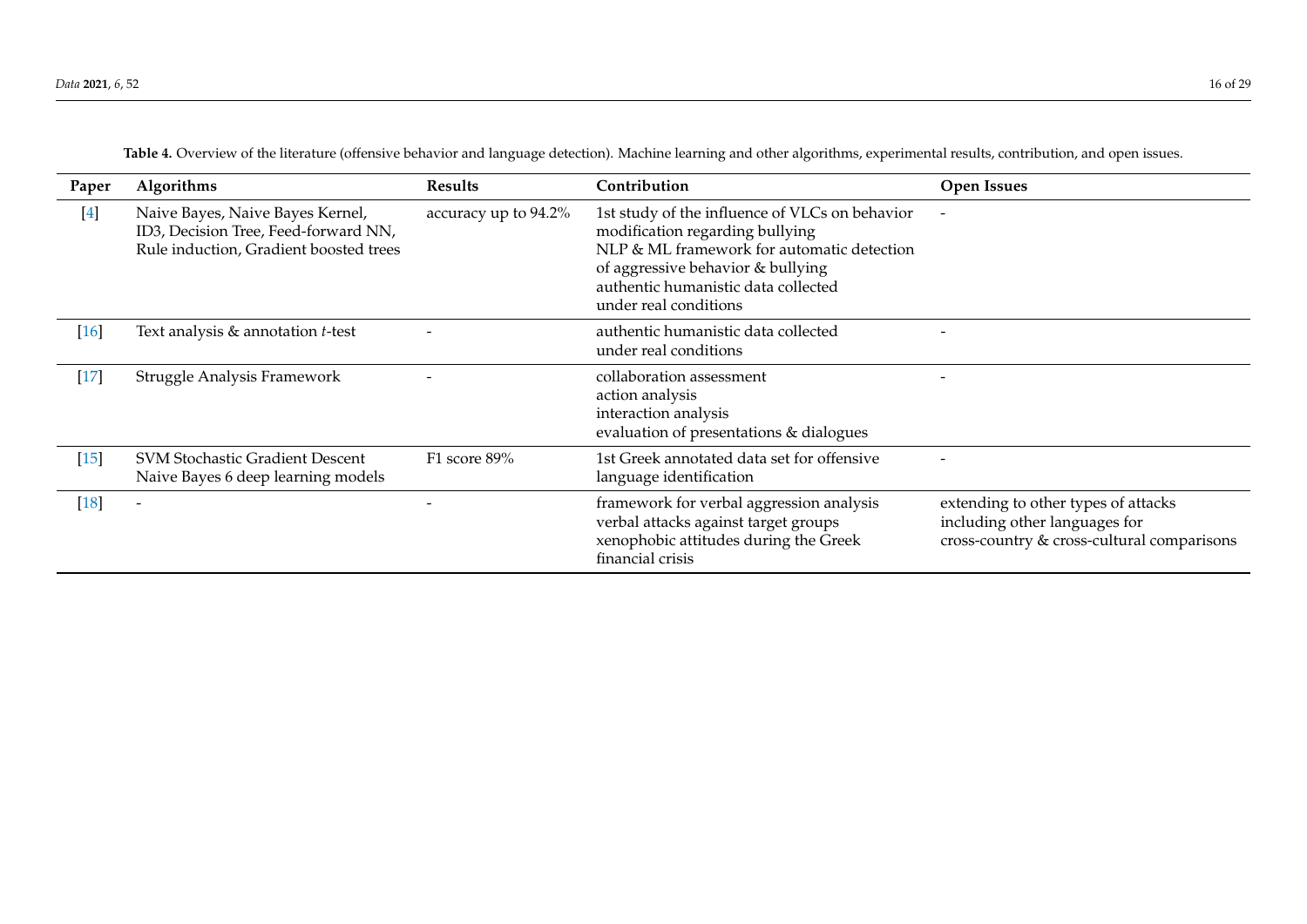**Table 4.** Overview of the literature (offensive behavior and language detection). Machine learning and other algorithms, experimental results, contribution, and open issues.

| Paper | Algorithms | Results | Contribution | Open Issues |
|---|---|---|---|---|
| [4] | Naive Bayes, Naive Bayes Kernel, ID3, Decision Tree, Feed-forward NN, Rule induction, Gradient boosted trees | accuracy up to 94.2% | 1st study of the influence of VLCs on behavior modification regarding bullying<br>NLP & ML framework for automatic detection of aggressive behavior & bullying<br>authentic humanistic data collected under real conditions | - |
| [16] | Text analysis & annotation *t*-test | - | authentic humanistic data collected under real conditions | - |
| [17] | Struggle Analysis Framework | - | collaboration assessment<br>action analysis<br>interaction analysis<br>evaluation of presentations & dialogues | - |
| [15] | SVM Stochastic Gradient Descent Naive Bayes 6 deep learning models | F1 score 89% | 1st Greek annotated data set for offensive language identification | - |
| [18] | - | - | framework for verbal aggression analysis<br>verbal attacks against target groups<br>xenophobic attitudes during the Greek financial crisis | extending to other types of attacks including other languages for cross-country & cross-cultural comparisons |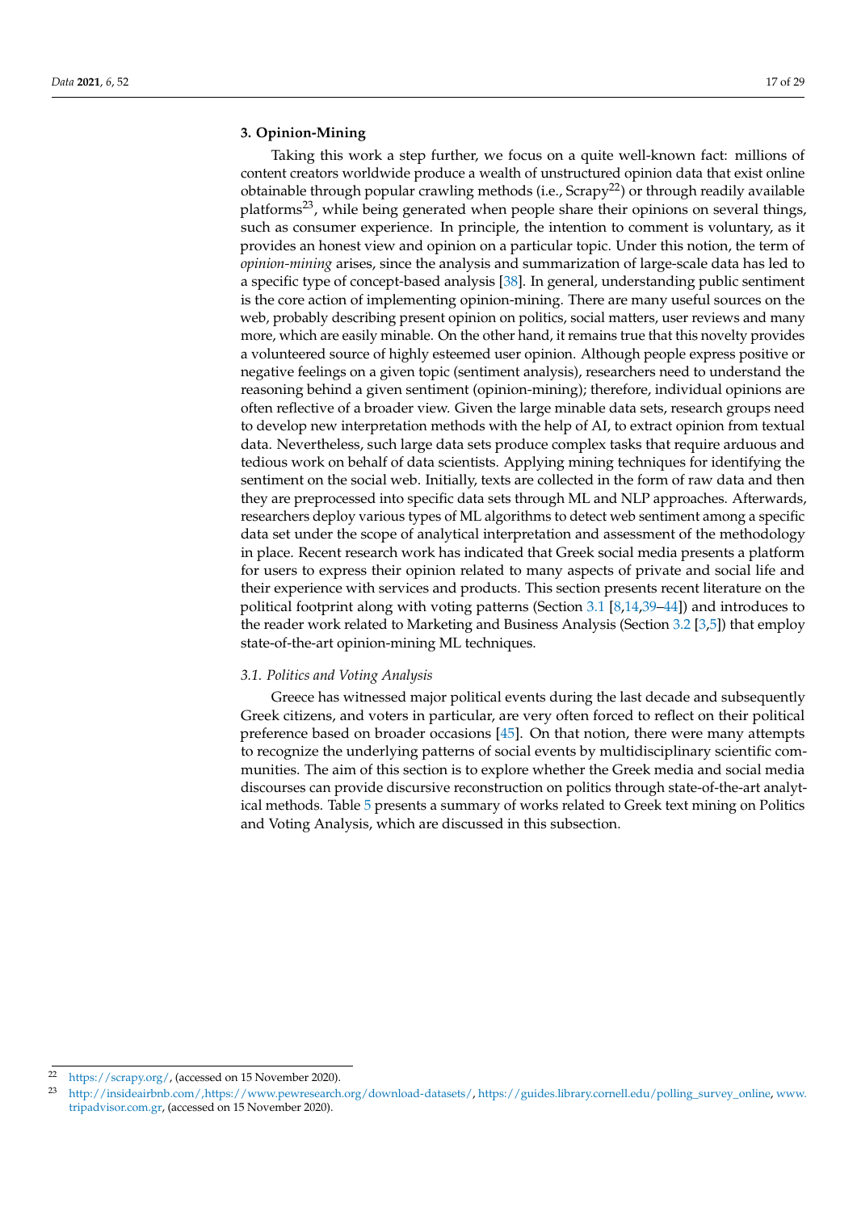## 3. Opinion-Mining

Taking this work a step further, we focus on a quite well-known fact: millions of content creators worldwide produce a wealth of unstructured opinion data that exist online obtainable through popular crawling methods (i.e., Scrapy[22]) or through readily available platforms[23], while being generated when people share their opinions on several things, such as consumer experience. In principle, the intention to comment is voluntary, as it provides an honest view and opinion on a particular topic. Under this notion, the term of *opinion-mining* arises, since the analysis and summarization of large-scale data has led to a specific type of concept-based analysis [38]. In general, understanding public sentiment is the core action of implementing opinion-mining. There are many useful sources on the web, probably describing present opinion on politics, social matters, user reviews and many more, which are easily minable. On the other hand, it remains true that this novelty provides a volunteered source of highly esteemed user opinion. Although people express positive or negative feelings on a given topic (sentiment analysis), researchers need to understand the reasoning behind a given sentiment (opinion-mining); therefore, individual opinions are often reflective of a broader view. Given the large minable data sets, research groups need to develop new interpretation methods with the help of AI, to extract opinion from textual data. Nevertheless, such large data sets produce complex tasks that require arduous and tedious work on behalf of data scientists. Applying mining techniques for identifying the sentiment on the social web. Initially, texts are collected in the form of raw data and then they are preprocessed into specific data sets through ML and NLP approaches. Afterwards, researchers deploy various types of ML algorithms to detect web sentiment among a specific data set under the scope of analytical interpretation and assessment of the methodology in place. Recent research work has indicated that Greek social media presents a platform for users to express their opinion related to many aspects of private and social life and their experience with services and products. This section presents recent literature on the political footprint along with voting patterns (Section 3.1 [8,14,39–44]) and introduces to the reader work related to Marketing and Business Analysis (Section 3.2 [3,5]) that employ state-of-the-art opinion-mining ML techniques.

### *3.1. Politics and Voting Analysis*

Greece has witnessed major political events during the last decade and subsequently Greek citizens, and voters in particular, are very often forced to reflect on their political preference based on broader occasions [45]. On that notion, there were many attempts to recognize the underlying patterns of social events by multidisciplinary scientific communities. The aim of this section is to explore whether the Greek media and social media discourses can provide discursive reconstruction on politics through state-of-the-art analytical methods. Table 5 presents a summary of works related to Greek text mining on Politics and Voting Analysis, which are discussed in this subsection.

---

[22] https://scrapy.org/, (accessed on 15 November 2020).

[23] http://insideairbnb.com/,https://www.pewresearch.org/download-datasets/, https://guides.library.cornell.edu/polling_survey_online, www.tripadvisor.com.gr, (accessed on 15 November 2020).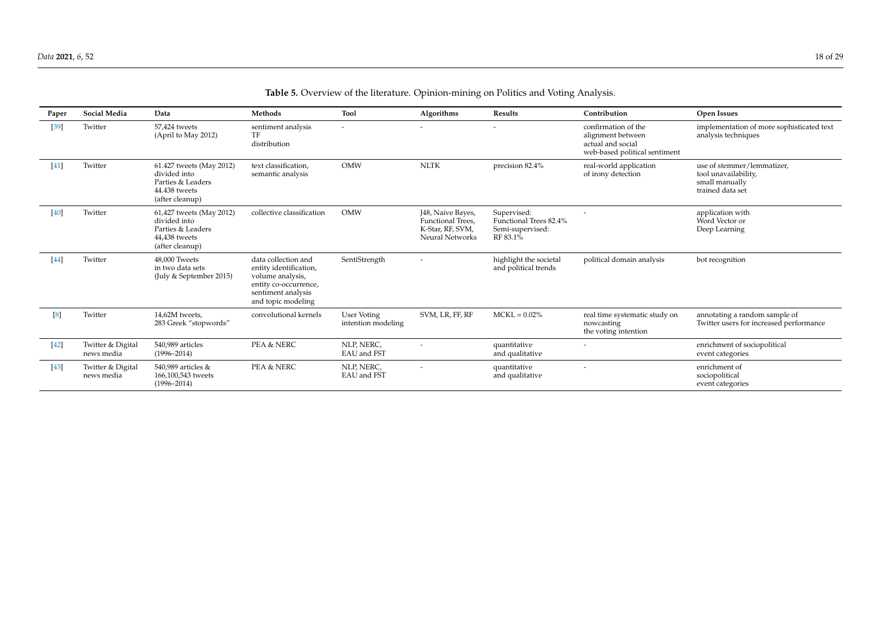**Table 5.** Overview of the literature. Opinion-mining on Politics and Voting Analysis.

| Paper | Social Media | Data | Methods | Tool | Algorithms | Results | Contribution | Open Issues |
|---|---|---|---|---|---|---|---|---|
| [39] | Twitter | 57,424 tweets (April to May 2012) | sentiment analysis TF distribution | - | - | - | confirmation of the alignment between actual and social web-based political sentiment | implementation of more sophisticated text analysis techniques |
| [41] | Twitter | 61.427 tweets (May 2012) divided into Parties & Leaders 44.438 tweets (after cleanup) | text classification, semantic analysis | OMW | NLTK | precision 82.4% | real-world application of irony detection | use of stemmer/lemmatizer, tool unavailability, small manually trained data set |
| [40] | Twitter | 61,427 tweets (May 2012) divided into Parties & Leaders 44,438 tweets (after cleanup) | collective classification | OMW | J48, Naive Bayes, Functional Trees, K-Star, RF, SVM, Neural Networks | Supervised: Functional Trees 82.4% Semi-supervised: RF 83.1% | - | application with Word Vector or Deep Learning |
| [44] | Twitter | 48,000 Tweets in two data sets (July & September 2015) | data collection and entity identification, volume analysis, entity co-occurrence, sentiment analysis and topic modeling | SentiStrength | - | highlight the societal and political trends | political domain analysis | bot recognition |
| [8] | Twitter | 14,62M tweets, 283 Greek "stopwords" | convolutional kernels | User Voting intention modeling | SVM, LR, FF, RF | MCKL = 0.02% | real time systematic study on nowcasting the voting intention | annotating a random sample of Twitter users for increased performance |
| [42] | Twitter & Digital news media | 540,989 articles (1996–2014) | PEA & NERC | NLP, NERC, EAU and FST | - | quantitative and qualitative | - | enrichment of sociopolitical event categories |
| [43] | Twitter & Digital news media | 540,989 articles & 166,100,543 tweets (1996–2014) | PEA & NERC | NLP, NERC, EAU and FST | - | quantitative and qualitative | - | enrichment of sociopolitical event categories |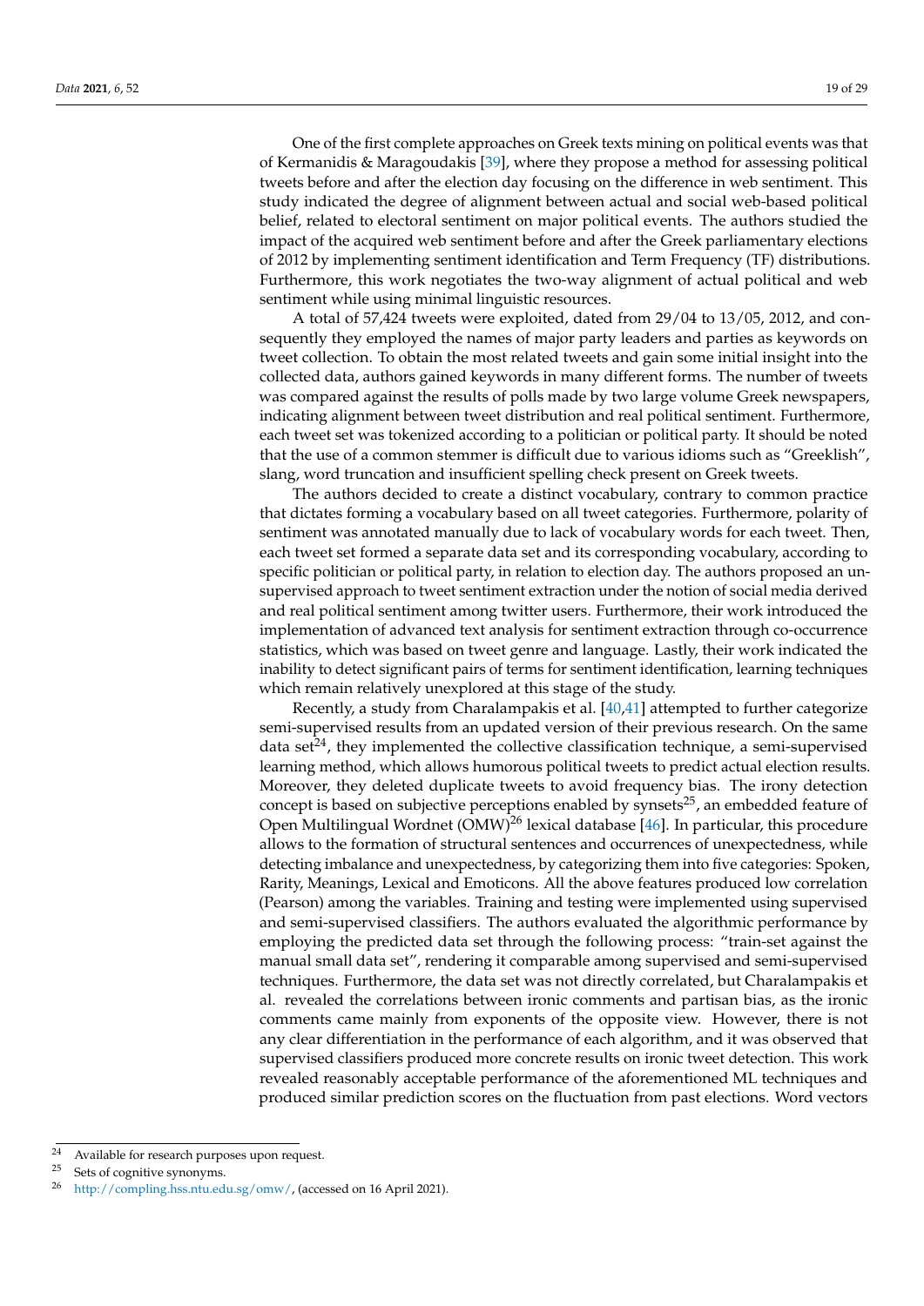One of the first complete approaches on Greek texts mining on political events was that of Kermanidis & Maragoudakis [39], where they propose a method for assessing political tweets before and after the election day focusing on the difference in web sentiment. This study indicated the degree of alignment between actual and social web-based political belief, related to electoral sentiment on major political events. The authors studied the impact of the acquired web sentiment before and after the Greek parliamentary elections of 2012 by implementing sentiment identification and Term Frequency (TF) distributions. Furthermore, this work negotiates the two-way alignment of actual political and web sentiment while using minimal linguistic resources.

A total of 57,424 tweets were exploited, dated from 29/04 to 13/05, 2012, and consequently they employed the names of major party leaders and parties as keywords on tweet collection. To obtain the most related tweets and gain some initial insight into the collected data, authors gained keywords in many different forms. The number of tweets was compared against the results of polls made by two large volume Greek newspapers, indicating alignment between tweet distribution and real political sentiment. Furthermore, each tweet set was tokenized according to a politician or political party. It should be noted that the use of a common stemmer is difficult due to various idioms such as "Greeklish", slang, word truncation and insufficient spelling check present on Greek tweets.

The authors decided to create a distinct vocabulary, contrary to common practice that dictates forming a vocabulary based on all tweet categories. Furthermore, polarity of sentiment was annotated manually due to lack of vocabulary words for each tweet. Then, each tweet set formed a separate data set and its corresponding vocabulary, according to specific politician or political party, in relation to election day. The authors proposed an unsupervised approach to tweet sentiment extraction under the notion of social media derived and real political sentiment among twitter users. Furthermore, their work introduced the implementation of advanced text analysis for sentiment extraction through co-occurrence statistics, which was based on tweet genre and language. Lastly, their work indicated the inability to detect significant pairs of terms for sentiment identification, learning techniques which remain relatively unexplored at this stage of the study.

Recently, a study from Charalampakis et al. [40,41] attempted to further categorize semi-supervised results from an updated version of their previous research. On the same data set[24], they implemented the collective classification technique, a semi-supervised learning method, which allows humorous political tweets to predict actual election results. Moreover, they deleted duplicate tweets to avoid frequency bias. The irony detection concept is based on subjective perceptions enabled by synsets[25], an embedded feature of Open Multilingual Wordnet (OMW)[26] lexical database [46]. In particular, this procedure allows to the formation of structural sentences and occurrences of unexpectedness, while detecting imbalance and unexpectedness, by categorizing them into five categories: Spoken, Rarity, Meanings, Lexical and Emoticons. All the above features produced low correlation (Pearson) among the variables. Training and testing were implemented using supervised and semi-supervised classifiers. The authors evaluated the algorithmic performance by employing the predicted data set through the following process: "train-set against the manual small data set", rendering it comparable among supervised and semi-supervised techniques. Furthermore, the data set was not directly correlated, but Charalampakis et al. revealed the correlations between ironic comments and partisan bias, as the ironic comments came mainly from exponents of the opposite view. However, there is not any clear differentiation in the performance of each algorithm, and it was observed that supervised classifiers produced more concrete results on ironic tweet detection. This work revealed reasonably acceptable performance of the aforementioned ML techniques and produced similar prediction scores on the fluctuation from past elections. Word vectors

[24] Available for research purposes upon request.

[25] Sets of cognitive synonyms.

[26] http://compling.hss.ntu.edu.sg/omw/, (accessed on 16 April 2021).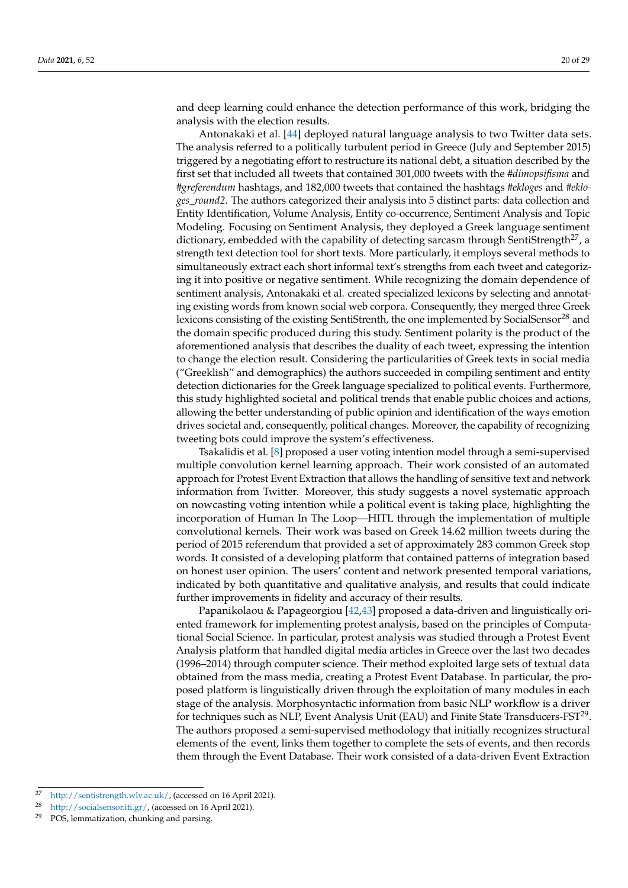and deep learning could enhance the detection performance of this work, bridging the analysis with the election results.

Antonakaki et al. [44] deployed natural language analysis to two Twitter data sets. The analysis referred to a politically turbulent period in Greece (July and September 2015) triggered by a negotiating effort to restructure its national debt, a situation described by the first set that included all tweets that contained 301,000 tweets with the #*dimopsifisma* and #*greferendum* hashtags, and 182,000 tweets that contained the hashtags #*ekloges* and #*ekloges_round2*. The authors categorized their analysis into 5 distinct parts: data collection and Entity Identification, Volume Analysis, Entity co-occurrence, Sentiment Analysis and Topic Modeling. Focusing on Sentiment Analysis, they deployed a Greek language sentiment dictionary, embedded with the capability of detecting sarcasm through SentiStrength[27], a strength text detection tool for short texts. More particularly, it employs several methods to simultaneously extract each short informal text's strengths from each tweet and categorizing it into positive or negative sentiment. While recognizing the domain dependence of sentiment analysis, Antonakaki et al. created specialized lexicons by selecting and annotating existing words from known social web corpora. Consequently, they merged three Greek lexicons consisting of the existing SentiStrenth, the one implemented by SocialSensor[28] and the domain specific produced during this study. Sentiment polarity is the product of the aforementioned analysis that describes the duality of each tweet, expressing the intention to change the election result. Considering the particularities of Greek texts in social media ("Greeklish" and demographics) the authors succeeded in compiling sentiment and entity detection dictionaries for the Greek language specialized to political events. Furthermore, this study highlighted societal and political trends that enable public choices and actions, allowing the better understanding of public opinion and identification of the ways emotion drives societal and, consequently, political changes. Moreover, the capability of recognizing tweeting bots could improve the system's effectiveness.

Tsakalidis et al. [8] proposed a user voting intention model through a semi-supervised multiple convolution kernel learning approach. Their work consisted of an automated approach for Protest Event Extraction that allows the handling of sensitive text and network information from Twitter. Moreover, this study suggests a novel systematic approach on nowcasting voting intention while a political event is taking place, highlighting the incorporation of Human In The Loop—HITL through the implementation of multiple convolutional kernels. Their work was based on Greek 14.62 million tweets during the period of 2015 referendum that provided a set of approximately 283 common Greek stop words. It consisted of a developing platform that contained patterns of integration based on honest user opinion. The users' content and network presented temporal variations, indicated by both quantitative and qualitative analysis, and results that could indicate further improvements in fidelity and accuracy of their results.

Papanikolaou & Papageorgiou [42,43] proposed a data-driven and linguistically oriented framework for implementing protest analysis, based on the principles of Computational Social Science. In particular, protest analysis was studied through a Protest Event Analysis platform that handled digital media articles in Greece over the last two decades (1996–2014) through computer science. Their method exploited large sets of textual data obtained from the mass media, creating a Protest Event Database. In particular, the proposed platform is linguistically driven through the exploitation of many modules in each stage of the analysis. Morphosyntactic information from basic NLP workflow is a driver for techniques such as NLP, Event Analysis Unit (EAU) and Finite State Transducers-FST[29]. The authors proposed a semi-supervised methodology that initially recognizes structural elements of the event, links them together to complete the sets of events, and then records them through the Event Database. Their work consisted of a data-driven Event Extraction

[27] http://sentistrength.wlv.ac.uk/, (accessed on 16 April 2021).

[28] http://socialsensor.iti.gr/, (accessed on 16 April 2021).

[29] POS, lemmatization, chunking and parsing.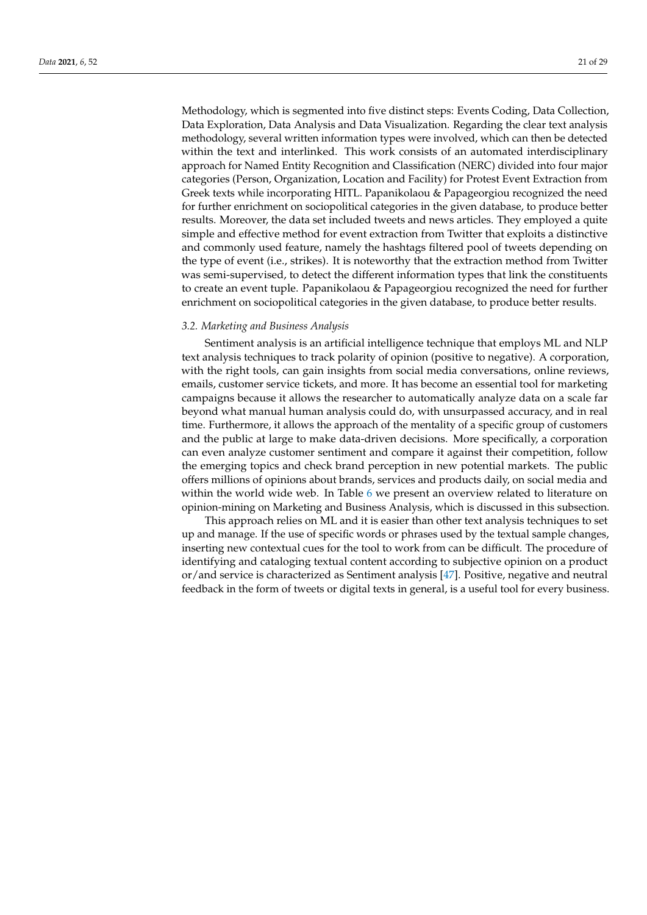Methodology, which is segmented into five distinct steps: Events Coding, Data Collection, Data Exploration, Data Analysis and Data Visualization. Regarding the clear text analysis methodology, several written information types were involved, which can then be detected within the text and interlinked. This work consists of an automated interdisciplinary approach for Named Entity Recognition and Classification (NERC) divided into four major categories (Person, Organization, Location and Facility) for Protest Event Extraction from Greek texts while incorporating HITL. Papanikolaou & Papageorgiou recognized the need for further enrichment on sociopolitical categories in the given database, to produce better results. Moreover, the data set included tweets and news articles. They employed a quite simple and effective method for event extraction from Twitter that exploits a distinctive and commonly used feature, namely the hashtags filtered pool of tweets depending on the type of event (i.e., strikes). It is noteworthy that the extraction method from Twitter was semi-supervised, to detect the different information types that link the constituents to create an event tuple. Papanikolaou & Papageorgiou recognized the need for further enrichment on sociopolitical categories in the given database, to produce better results.

### *3.2. Marketing and Business Analysis*

Sentiment analysis is an artificial intelligence technique that employs ML and NLP text analysis techniques to track polarity of opinion (positive to negative). A corporation, with the right tools, can gain insights from social media conversations, online reviews, emails, customer service tickets, and more. It has become an essential tool for marketing campaigns because it allows the researcher to automatically analyze data on a scale far beyond what manual human analysis could do, with unsurpassed accuracy, and in real time. Furthermore, it allows the approach of the mentality of a specific group of customers and the public at large to make data-driven decisions. More specifically, a corporation can even analyze customer sentiment and compare it against their competition, follow the emerging topics and check brand perception in new potential markets. The public offers millions of opinions about brands, services and products daily, on social media and within the world wide web. In Table 6 we present an overview related to literature on opinion-mining on Marketing and Business Analysis, which is discussed in this subsection.

This approach relies on ML and it is easier than other text analysis techniques to set up and manage. If the use of specific words or phrases used by the textual sample changes, inserting new contextual cues for the tool to work from can be difficult. The procedure of identifying and cataloging textual content according to subjective opinion on a product or/and service is characterized as Sentiment analysis [47]. Positive, negative and neutral feedback in the form of tweets or digital texts in general, is a useful tool for every business.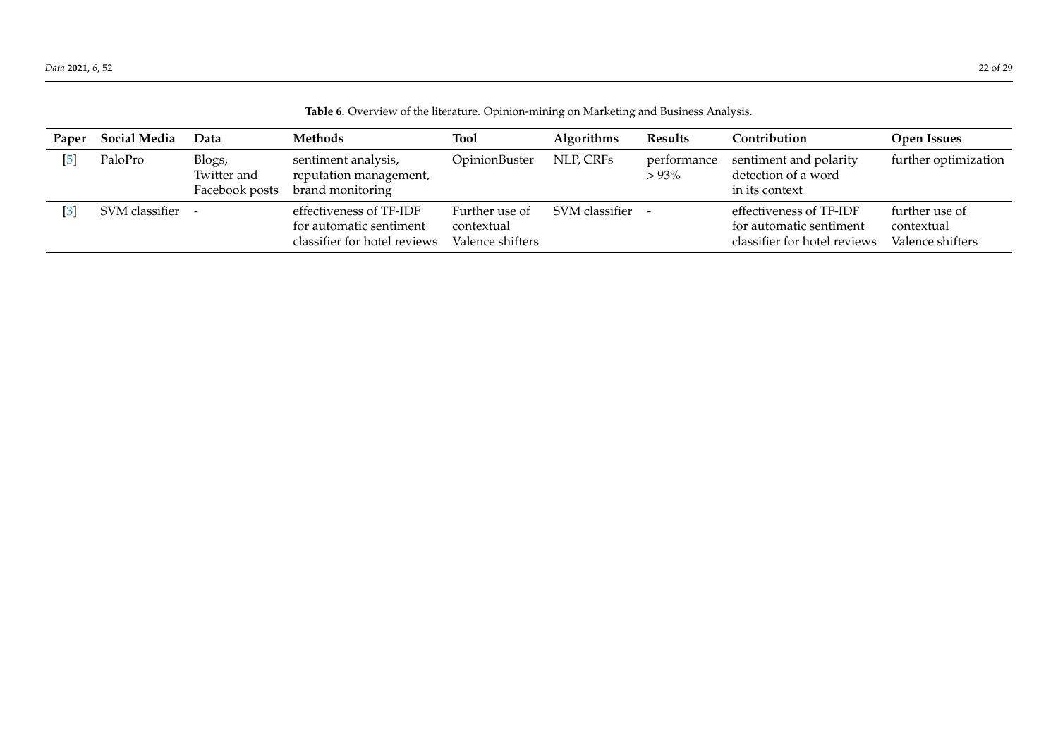**Table 6.** Overview of the literature. Opinion-mining on Marketing and Business Analysis.

| Paper | Social Media | Data | Methods | Tool | Algorithms | Results | Contribution | Open Issues |
|---|---|---|---|---|---|---|---|---|
| [5] | PaloPro | Blogs, Twitter and Facebook posts | sentiment analysis, reputation management, brand monitoring | OpinionBuster | NLP, CRFs | performance > 93% | sentiment and polarity detection of a word in its context | further optimization |
| [3] | SVM classifier | - | effectiveness of TF-IDF for automatic sentiment classifier for hotel reviews | Further use of contextual Valence shifters | SVM classifier | - | effectiveness of TF-IDF for automatic sentiment classifier for hotel reviews | further use of contextual Valence shifters |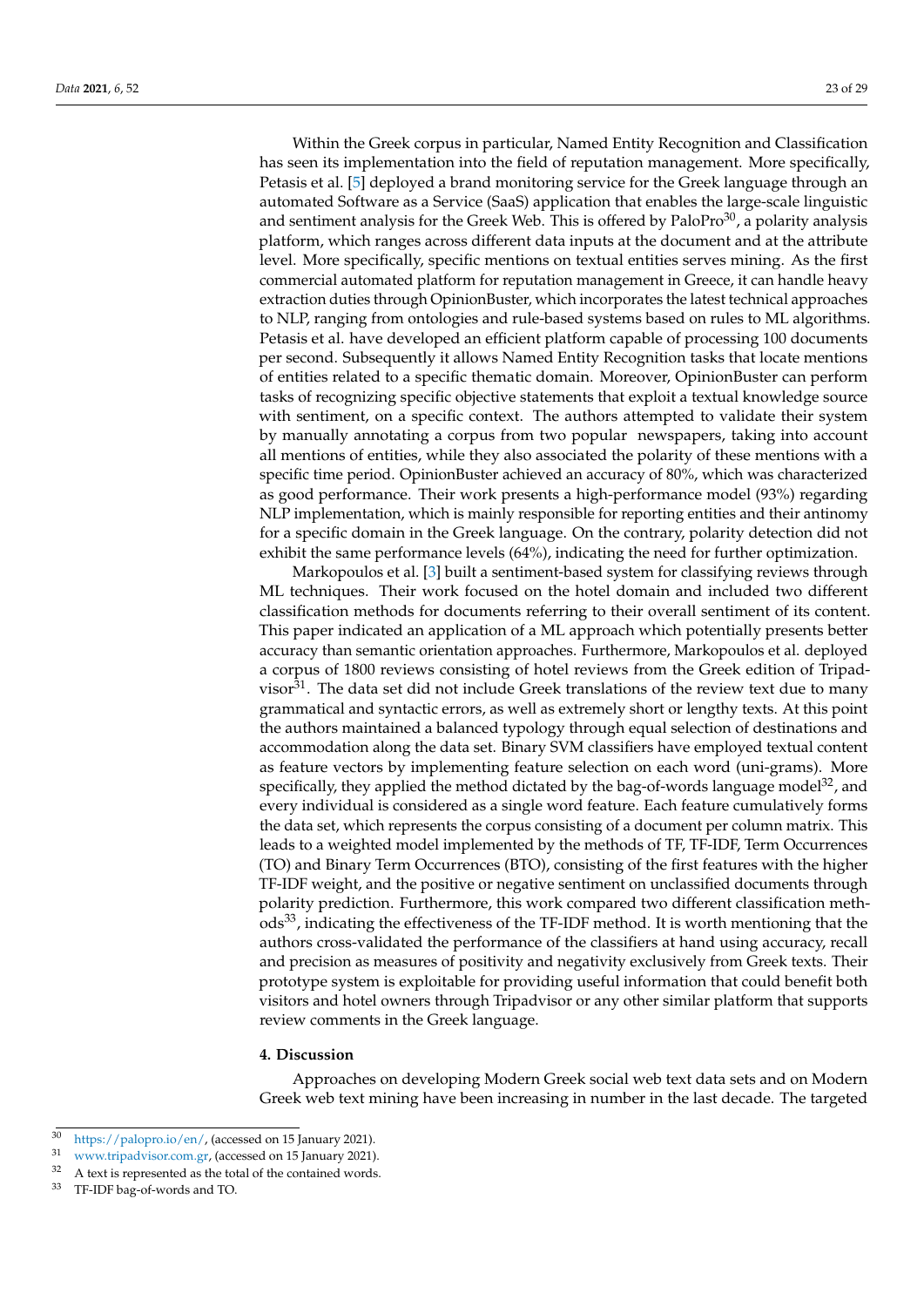Within the Greek corpus in particular, Named Entity Recognition and Classification has seen its implementation into the field of reputation management. More specifically, Petasis et al. [5] deployed a brand monitoring service for the Greek language through an automated Software as a Service (SaaS) application that enables the large-scale linguistic and sentiment analysis for the Greek Web. This is offered by PaloPro[30], a polarity analysis platform, which ranges across different data inputs at the document and at the attribute level. More specifically, specific mentions on textual entities serves mining. As the first commercial automated platform for reputation management in Greece, it can handle heavy extraction duties through OpinionBuster, which incorporates the latest technical approaches to NLP, ranging from ontologies and rule-based systems based on rules to ML algorithms. Petasis et al. have developed an efficient platform capable of processing 100 documents per second. Subsequently it allows Named Entity Recognition tasks that locate mentions of entities related to a specific thematic domain. Moreover, OpinionBuster can perform tasks of recognizing specific objective statements that exploit a textual knowledge source with sentiment, on a specific context. The authors attempted to validate their system by manually annotating a corpus from two popular newspapers, taking into account all mentions of entities, while they also associated the polarity of these mentions with a specific time period. OpinionBuster achieved an accuracy of 80%, which was characterized as good performance. Their work presents a high-performance model (93%) regarding NLP implementation, which is mainly responsible for reporting entities and their antinomy for a specific domain in the Greek language. On the contrary, polarity detection did not exhibit the same performance levels (64%), indicating the need for further optimization.

Markopoulos et al. [3] built a sentiment-based system for classifying reviews through ML techniques. Their work focused on the hotel domain and included two different classification methods for documents referring to their overall sentiment of its content. This paper indicated an application of a ML approach which potentially presents better accuracy than semantic orientation approaches. Furthermore, Markopoulos et al. deployed a corpus of 1800 reviews consisting of hotel reviews from the Greek edition of Tripadvisor[31]. The data set did not include Greek translations of the review text due to many grammatical and syntactic errors, as well as extremely short or lengthy texts. At this point the authors maintained a balanced typology through equal selection of destinations and accommodation along the data set. Binary SVM classifiers have employed textual content as feature vectors by implementing feature selection on each word (uni-grams). More specifically, they applied the method dictated by the bag-of-words language model[32], and every individual is considered as a single word feature. Each feature cumulatively forms the data set, which represents the corpus consisting of a document per column matrix. This leads to a weighted model implemented by the methods of TF, TF-IDF, Term Occurrences (TO) and Binary Term Occurrences (BTO), consisting of the first features with the higher TF-IDF weight, and the positive or negative sentiment on unclassified documents through polarity prediction. Furthermore, this work compared two different classification methods[33], indicating the effectiveness of the TF-IDF method. It is worth mentioning that the authors cross-validated the performance of the classifiers at hand using accuracy, recall and precision as measures of positivity and negativity exclusively from Greek texts. Their prototype system is exploitable for providing useful information that could benefit both visitors and hotel owners through Tripadvisor or any other similar platform that supports review comments in the Greek language.

## 4. Discussion

Approaches on developing Modern Greek social web text data sets and on Modern Greek web text mining have been increasing in number in the last decade. The targeted

---

[30] https://palopro.io/en/, (accessed on 15 January 2021).

[31] www.tripadvisor.com.gr, (accessed on 15 January 2021).

[32] A text is represented as the total of the contained words.

[33] TF-IDF bag-of-words and TO.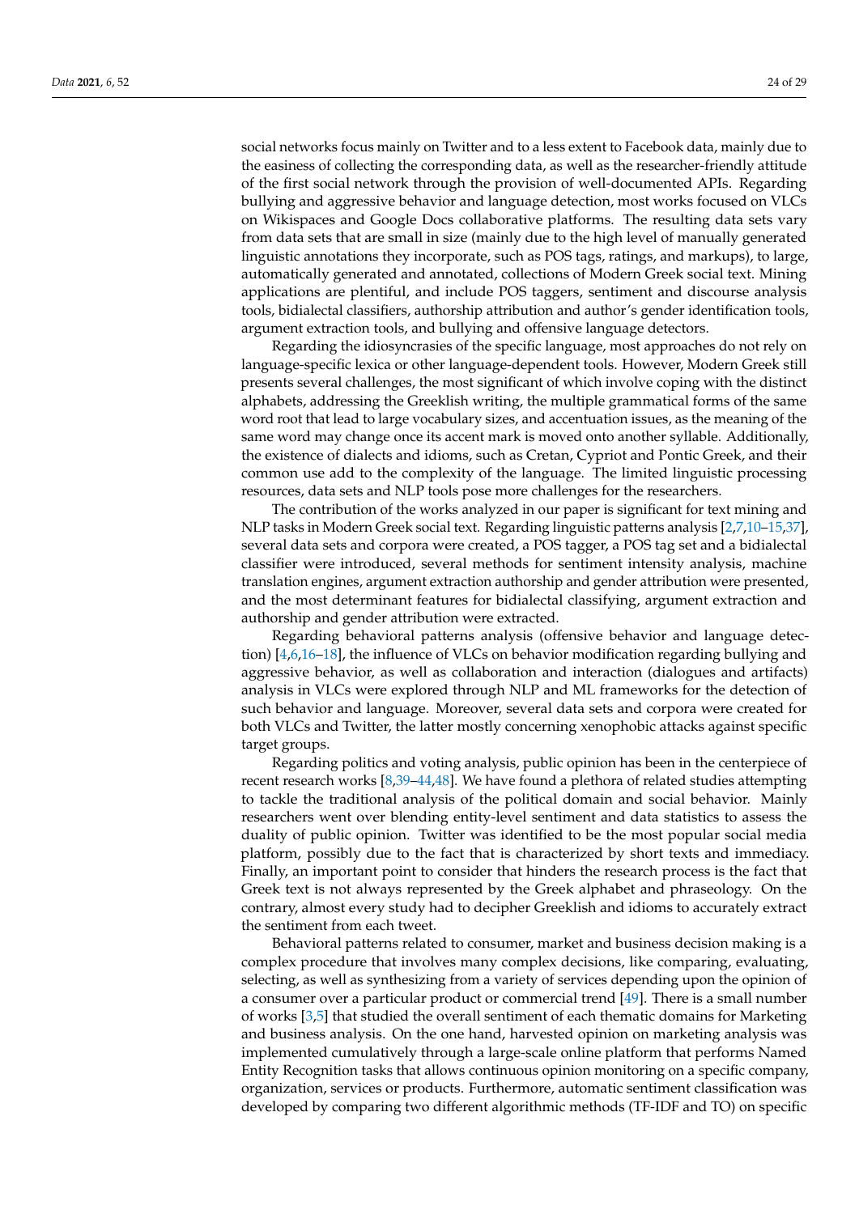social networks focus mainly on Twitter and to a less extent to Facebook data, mainly due to the easiness of collecting the corresponding data, as well as the researcher-friendly attitude of the first social network through the provision of well-documented APIs. Regarding bullying and aggressive behavior and language detection, most works focused on VLCs on Wikispaces and Google Docs collaborative platforms. The resulting data sets vary from data sets that are small in size (mainly due to the high level of manually generated linguistic annotations they incorporate, such as POS tags, ratings, and markups), to large, automatically generated and annotated, collections of Modern Greek social text. Mining applications are plentiful, and include POS taggers, sentiment and discourse analysis tools, bidialectal classifiers, authorship attribution and author's gender identification tools, argument extraction tools, and bullying and offensive language detectors.

Regarding the idiosyncrasies of the specific language, most approaches do not rely on language-specific lexica or other language-dependent tools. However, Modern Greek still presents several challenges, the most significant of which involve coping with the distinct alphabets, addressing the Greeklish writing, the multiple grammatical forms of the same word root that lead to large vocabulary sizes, and accentuation issues, as the meaning of the same word may change once its accent mark is moved onto another syllable. Additionally, the existence of dialects and idioms, such as Cretan, Cypriot and Pontic Greek, and their common use add to the complexity of the language. The limited linguistic processing resources, data sets and NLP tools pose more challenges for the researchers.

The contribution of the works analyzed in our paper is significant for text mining and NLP tasks in Modern Greek social text. Regarding linguistic patterns analysis [2,7,10–15,37], several data sets and corpora were created, a POS tagger, a POS tag set and a bidialectal classifier were introduced, several methods for sentiment intensity analysis, machine translation engines, argument extraction authorship and gender attribution were presented, and the most determinant features for bidialectal classifying, argument extraction and authorship and gender attribution were extracted.

Regarding behavioral patterns analysis (offensive behavior and language detection) [4,6,16–18], the influence of VLCs on behavior modification regarding bullying and aggressive behavior, as well as collaboration and interaction (dialogues and artifacts) analysis in VLCs were explored through NLP and ML frameworks for the detection of such behavior and language. Moreover, several data sets and corpora were created for both VLCs and Twitter, the latter mostly concerning xenophobic attacks against specific target groups.

Regarding politics and voting analysis, public opinion has been in the centerpiece of recent research works [8,39–44,48]. We have found a plethora of related studies attempting to tackle the traditional analysis of the political domain and social behavior. Mainly researchers went over blending entity-level sentiment and data statistics to assess the duality of public opinion. Twitter was identified to be the most popular social media platform, possibly due to the fact that is characterized by short texts and immediacy. Finally, an important point to consider that hinders the research process is the fact that Greek text is not always represented by the Greek alphabet and phraseology. On the contrary, almost every study had to decipher Greeklish and idioms to accurately extract the sentiment from each tweet.

Behavioral patterns related to consumer, market and business decision making is a complex procedure that involves many complex decisions, like comparing, evaluating, selecting, as well as synthesizing from a variety of services depending upon the opinion of a consumer over a particular product or commercial trend [49]. There is a small number of works [3,5] that studied the overall sentiment of each thematic domains for Marketing and business analysis. On the one hand, harvested opinion on marketing analysis was implemented cumulatively through a large-scale online platform that performs Named Entity Recognition tasks that allows continuous opinion monitoring on a specific company, organization, services or products. Furthermore, automatic sentiment classification was developed by comparing two different algorithmic methods (TF-IDF and TO) on specific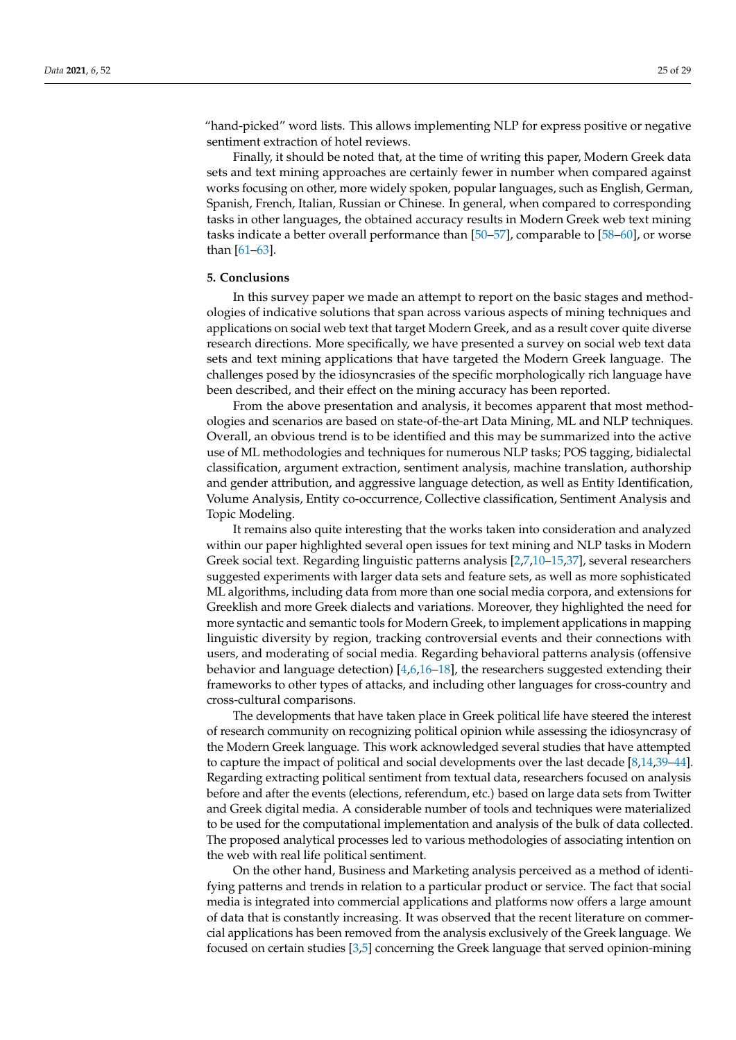"hand-picked" word lists. This allows implementing NLP for express positive or negative sentiment extraction of hotel reviews.

Finally, it should be noted that, at the time of writing this paper, Modern Greek data sets and text mining approaches are certainly fewer in number when compared against works focusing on other, more widely spoken, popular languages, such as English, German, Spanish, French, Italian, Russian or Chinese. In general, when compared to corresponding tasks in other languages, the obtained accuracy results in Modern Greek web text mining tasks indicate a better overall performance than [50–57], comparable to [58–60], or worse than [61–63].

## 5. Conclusions

In this survey paper we made an attempt to report on the basic stages and methodologies of indicative solutions that span across various aspects of mining techniques and applications on social web text that target Modern Greek, and as a result cover quite diverse research directions. More specifically, we have presented a survey on social web text data sets and text mining applications that have targeted the Modern Greek language. The challenges posed by the idiosyncrasies of the specific morphologically rich language have been described, and their effect on the mining accuracy has been reported.

From the above presentation and analysis, it becomes apparent that most methodologies and scenarios are based on state-of-the-art Data Mining, ML and NLP techniques. Overall, an obvious trend is to be identified and this may be summarized into the active use of ML methodologies and techniques for numerous NLP tasks; POS tagging, bidialectal classification, argument extraction, sentiment analysis, machine translation, authorship and gender attribution, and aggressive language detection, as well as Entity Identification, Volume Analysis, Entity co-occurrence, Collective classification, Sentiment Analysis and Topic Modeling.

It remains also quite interesting that the works taken into consideration and analyzed within our paper highlighted several open issues for text mining and NLP tasks in Modern Greek social text. Regarding linguistic patterns analysis [2,7,10–15,37], several researchers suggested experiments with larger data sets and feature sets, as well as more sophisticated ML algorithms, including data from more than one social media corpora, and extensions for Greeklish and more Greek dialects and variations. Moreover, they highlighted the need for more syntactic and semantic tools for Modern Greek, to implement applications in mapping linguistic diversity by region, tracking controversial events and their connections with users, and moderating of social media. Regarding behavioral patterns analysis (offensive behavior and language detection) [4,6,16–18], the researchers suggested extending their frameworks to other types of attacks, and including other languages for cross-country and cross-cultural comparisons.

The developments that have taken place in Greek political life have steered the interest of research community on recognizing political opinion while assessing the idiosyncrasy of the Modern Greek language. This work acknowledged several studies that have attempted to capture the impact of political and social developments over the last decade [8,14,39–44]. Regarding extracting political sentiment from textual data, researchers focused on analysis before and after the events (elections, referendum, etc.) based on large data sets from Twitter and Greek digital media. A considerable number of tools and techniques were materialized to be used for the computational implementation and analysis of the bulk of data collected. The proposed analytical processes led to various methodologies of associating intention on the web with real life political sentiment.

On the other hand, Business and Marketing analysis perceived as a method of identifying patterns and trends in relation to a particular product or service. The fact that social media is integrated into commercial applications and platforms now offers a large amount of data that is constantly increasing. It was observed that the recent literature on commercial applications has been removed from the analysis exclusively of the Greek language. We focused on certain studies [3,5] concerning the Greek language that served opinion-mining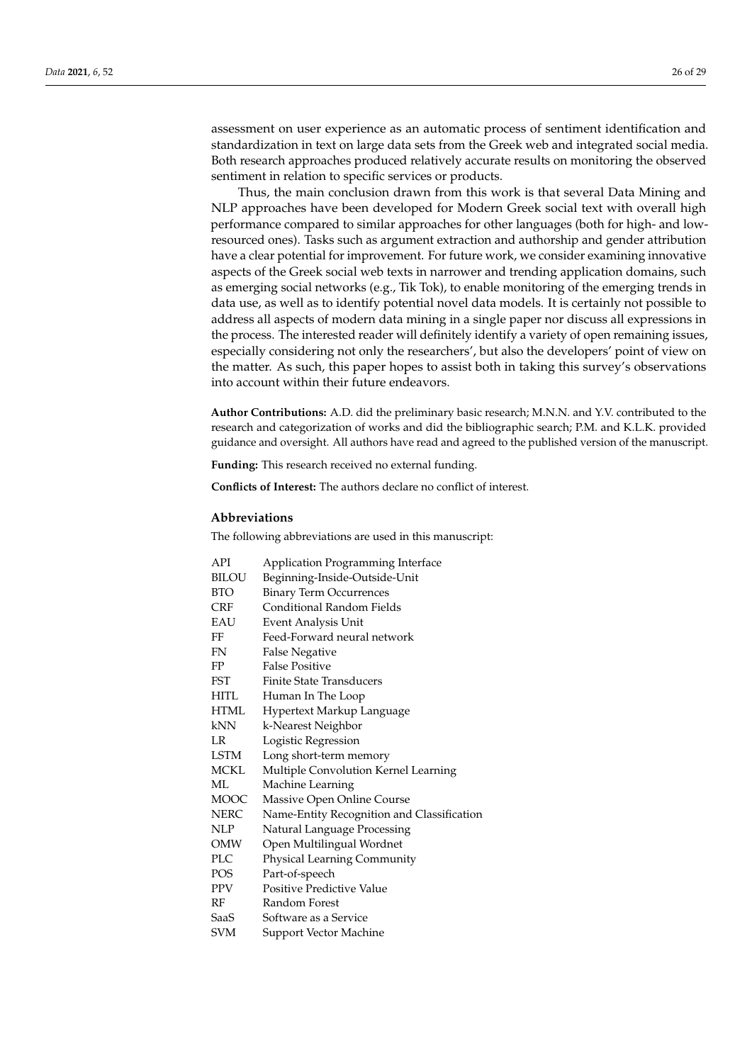assessment on user experience as an automatic process of sentiment identification and standardization in text on large data sets from the Greek web and integrated social media. Both research approaches produced relatively accurate results on monitoring the observed sentiment in relation to specific services or products.

Thus, the main conclusion drawn from this work is that several Data Mining and NLP approaches have been developed for Modern Greek social text with overall high performance compared to similar approaches for other languages (both for high- and low-resourced ones). Tasks such as argument extraction and authorship and gender attribution have a clear potential for improvement. For future work, we consider examining innovative aspects of the Greek social web texts in narrower and trending application domains, such as emerging social networks (e.g., Tik Tok), to enable monitoring of the emerging trends in data use, as well as to identify potential novel data models. It is certainly not possible to address all aspects of modern data mining in a single paper nor discuss all expressions in the process. The interested reader will definitely identify a variety of open remaining issues, especially considering not only the researchers', but also the developers' point of view on the matter. As such, this paper hopes to assist both in taking this survey's observations into account within their future endeavors.

**Author Contributions:** A.D. did the preliminary basic research; M.N.N. and Y.V. contributed to the research and categorization of works and did the bibliographic search; P.M. and K.L.K. provided guidance and oversight. All authors have read and agreed to the published version of the manuscript.

**Funding:** This research received no external funding.

**Conflicts of Interest:** The authors declare no conflict of interest.

### Abbreviations

The following abbreviations are used in this manuscript:

| | |
|---|---|
| API | Application Programming Interface |
| BILOU | Beginning-Inside-Outside-Unit |
| BTO | Binary Term Occurrences |
| CRF | Conditional Random Fields |
| EAU | Event Analysis Unit |
| FF | Feed-Forward neural network |
| FN | False Negative |
| FP | False Positive |
| FST | Finite State Transducers |
| HITL | Human In The Loop |
| HTML | Hypertext Markup Language |
| kNN | k-Nearest Neighbor |
| LR | Logistic Regression |
| LSTM | Long short-term memory |
| MCKL | Multiple Convolution Kernel Learning |
| ML | Machine Learning |
| MOOC | Massive Open Online Course |
| NERC | Name-Entity Recognition and Classification |
| NLP | Natural Language Processing |
| OMW | Open Multilingual Wordnet |
| PLC | Physical Learning Community |
| POS | Part-of-speech |
| PPV | Positive Predictive Value |
| RF | Random Forest |
| SaaS | Software as a Service |
| SVM | Support Vector Machine |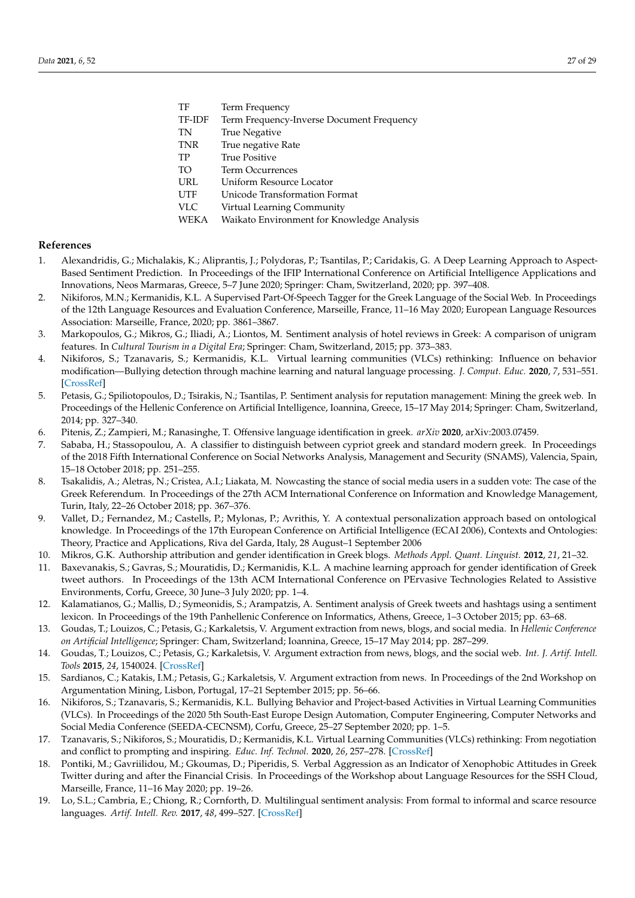| | |
|---|---|
| TF | Term Frequency |
| TF-IDF | Term Frequency-Inverse Document Frequency |
| TN | True Negative |
| TNR | True negative Rate |
| TP | True Positive |
| TO | Term Occurrences |
| URL | Uniform Resource Locator |
| UTF | Unicode Transformation Format |
| VLC | Virtual Learning Community |
| WEKA | Waikato Environment for Knowledge Analysis |

## References

1. Alexandridis, G.; Michalakis, K.; Aliprantis, J.; Polydoras, P.; Tsantilas, P.; Caridakis, G. A Deep Learning Approach to Aspect-Based Sentiment Prediction. In Proceedings of the IFIP International Conference on Artificial Intelligence Applications and Innovations, Neos Marmaras, Greece, 5–7 June 2020; Springer: Cham, Switzerland, 2020; pp. 397–408.
2. Nikiforos, M.N.; Kermanidis, K.L. A Supervised Part-Of-Speech Tagger for the Greek Language of the Social Web. In Proceedings of the 12th Language Resources and Evaluation Conference, Marseille, France, 11–16 May 2020; European Language Resources Association: Marseille, France, 2020; pp. 3861–3867.
3. Markopoulos, G.; Mikros, G.; Iliadi, A.; Liontos, M. Sentiment analysis of hotel reviews in Greek: A comparison of unigram features. In *Cultural Tourism in a Digital Era*; Springer: Cham, Switzerland, 2015; pp. 373–383.
4. Nikiforos, S.; Tzanavaris, S.; Kermanidis, K.L. Virtual learning communities (VLCs) rethinking: Influence on behavior modification—Bullying detection through machine learning and natural language processing. *J. Comput. Educ.* **2020**, *7*, 531–551. [CrossRef]
5. Petasis, G.; Spiliotopoulos, D.; Tsirakis, N.; Tsantilas, P. Sentiment analysis for reputation management: Mining the greek web. In Proceedings of the Hellenic Conference on Artificial Intelligence, Ioannina, Greece, 15–17 May 2014; Springer: Cham, Switzerland, 2014; pp. 327–340.
6. Pitenis, Z.; Zampieri, M.; Ranasinghe, T. Offensive language identification in greek. *arXiv* **2020**, arXiv:2003.07459.
7. Sababa, H.; Stassopoulou, A. A classifier to distinguish between cypriot greek and standard modern greek. In Proceedings of the 2018 Fifth International Conference on Social Networks Analysis, Management and Security (SNAMS), Valencia, Spain, 15–18 October 2018; pp. 251–255.
8. Tsakalidis, A.; Aletras, N.; Cristea, A.I.; Liakata, M. Nowcasting the stance of social media users in a sudden vote: The case of the Greek Referendum. In Proceedings of the 27th ACM International Conference on Information and Knowledge Management, Turin, Italy, 22–26 October 2018; pp. 367–376.
9. Vallet, D.; Fernandez, M.; Castells, P.; Mylonas, P.; Avrithis, Y. A contextual personalization approach based on ontological knowledge. In Proceedings of the 17th European Conference on Artificial Intelligence (ECAI 2006), Contexts and Ontologies: Theory, Practice and Applications, Riva del Garda, Italy, 28 August–1 September 2006
10. Mikros, G.K. Authorship attribution and gender identification in Greek blogs. *Methods Appl. Quant. Linguist.* **2012**, *21*, 21–32.
11. Baxevanakis, S.; Gavras, S.; Mouratidis, D.; Kermanidis, K.L. A machine learning approach for gender identification of Greek tweet authors. In Proceedings of the 13th ACM International Conference on PErvasive Technologies Related to Assistive Environments, Corfu, Greece, 30 June–3 July 2020; pp. 1–4.
12. Kalamatianos, G.; Mallis, D.; Symeonidis, S.; Arampatzis, A. Sentiment analysis of Greek tweets and hashtags using a sentiment lexicon. In Proceedings of the 19th Panhellenic Conference on Informatics, Athens, Greece, 1–3 October 2015; pp. 63–68.
13. Goudas, T.; Louizos, C.; Petasis, G.; Karkaletsis, V. Argument extraction from news, blogs, and social media. In *Hellenic Conference on Artificial Intelligence*; Springer: Cham, Switzerland; Ioannina, Greece, 15–17 May 2014; pp. 287–299.
14. Goudas, T.; Louizos, C.; Petasis, G.; Karkaletsis, V. Argument extraction from news, blogs, and the social web. *Int. J. Artif. Intell. Tools* **2015**, *24*, 1540024. [CrossRef]
15. Sardianos, C.; Katakis, I.M.; Petasis, G.; Karkaletsis, V. Argument extraction from news. In Proceedings of the 2nd Workshop on Argumentation Mining, Lisbon, Portugal, 17–21 September 2015; pp. 56–66.
16. Nikiforos, S.; Tzanavaris, S.; Kermanidis, K.L. Bullying Behavior and Project-based Activities in Virtual Learning Communities (VLCs). In Proceedings of the 2020 5th South-East Europe Design Automation, Computer Engineering, Computer Networks and Social Media Conference (SEEDA-CECNSM), Corfu, Greece, 25–27 September 2020; pp. 1–5.
17. Tzanavaris, S.; Nikiforos, S.; Mouratidis, D.; Kermanidis, K.L. Virtual Learning Communities (VLCs) rethinking: From negotiation and conflict to prompting and inspiring. *Educ. Inf. Technol.* **2020**, *26*, 257–278. [CrossRef]
18. Pontiki, M.; Gavriilidou, M.; Gkoumas, D.; Piperidis, S. Verbal Aggression as an Indicator of Xenophobic Attitudes in Greek Twitter during and after the Financial Crisis. In Proceedings of the Workshop about Language Resources for the SSH Cloud, Marseille, France, 11–16 May 2020; pp. 19–26.
19. Lo, S.L.; Cambria, E.; Chiong, R.; Cornforth, D. Multilingual sentiment analysis: From formal to informal and scarce resource languages. *Artif. Intell. Rev.* **2017**, *48*, 499–527. [CrossRef]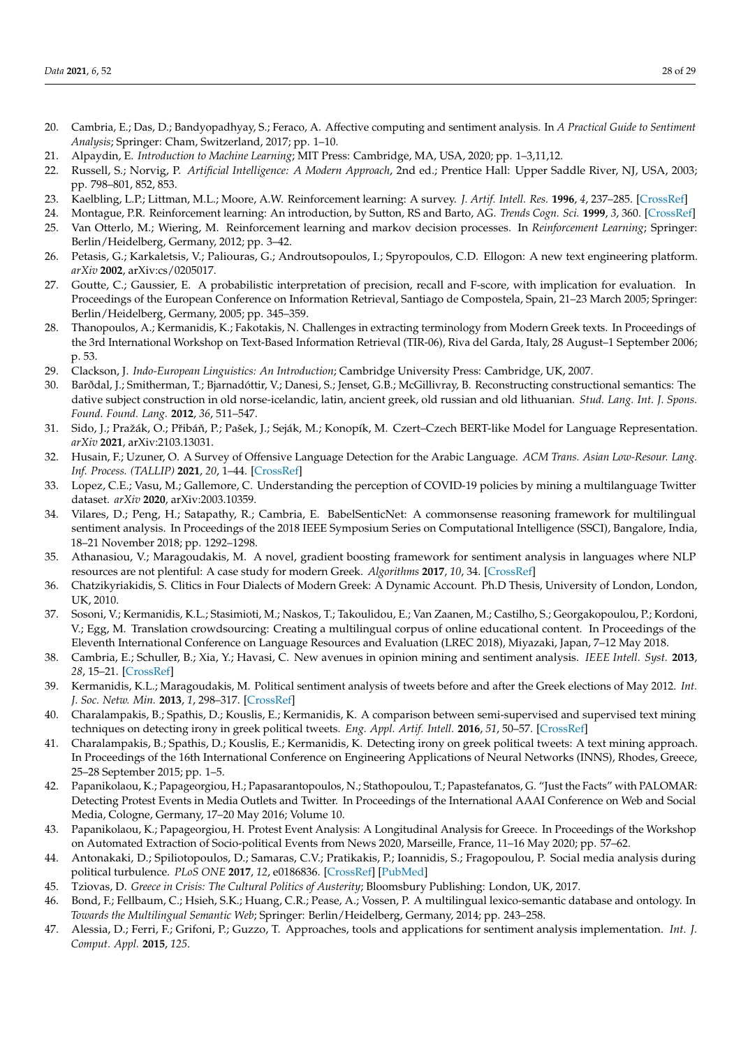20. Cambria, E.; Das, D.; Bandyopadhyay, S.; Feraco, A. Affective computing and sentiment analysis. In *A Practical Guide to Sentiment Analysis*; Springer: Cham, Switzerland, 2017; pp. 1–10.
21. Alpaydin, E. *Introduction to Machine Learning*; MIT Press: Cambridge, MA, USA, 2020; pp. 1–3,11,12.
22. Russell, S.; Norvig, P. *Artificial Intelligence: A Modern Approach*, 2nd ed.; Prentice Hall: Upper Saddle River, NJ, USA, 2003; pp. 798–801, 852, 853.
23. Kaelbling, L.P.; Littman, M.L.; Moore, A.W. Reinforcement learning: A survey. *J. Artif. Intell. Res.* **1996**, *4*, 237–285. [CrossRef]
24. Montague, P.R. Reinforcement learning: An introduction, by Sutton, RS and Barto, AG. *Trends Cogn. Sci.* **1999**, *3*, 360. [CrossRef]
25. Van Otterlo, M.; Wiering, M. Reinforcement learning and markov decision processes. In *Reinforcement Learning*; Springer: Berlin/Heidelberg, Germany, 2012; pp. 3–42.
26. Petasis, G.; Karkaletsis, V.; Paliouras, G.; Androutsopoulos, I.; Spyropoulos, C.D. Ellogon: A new text engineering platform. *arXiv* **2002**, arXiv:cs/0205017.
27. Goutte, C.; Gaussier, E. A probabilistic interpretation of precision, recall and F-score, with implication for evaluation. In Proceedings of the European Conference on Information Retrieval, Santiago de Compostela, Spain, 21–23 March 2005; Springer: Berlin/Heidelberg, Germany, 2005; pp. 345–359.
28. Thanopoulos, A.; Kermanidis, K.; Fakotakis, N. Challenges in extracting terminology from Modern Greek texts. In Proceedings of the 3rd International Workshop on Text-Based Information Retrieval (TIR-06), Riva del Garda, Italy, 28 August–1 September 2006; p. 53.
29. Clackson, J. *Indo-European Linguistics: An Introduction*; Cambridge University Press: Cambridge, UK, 2007.
30. Barðdal, J.; Smitherman, T.; Bjarnadóttir, V.; Danesi, S.; Jenset, G.B.; McGillivray, B. Reconstructing constructional semantics: The dative subject construction in old norse-icelandic, latin, ancient greek, old russian and old lithuanian. *Stud. Lang. Int. J. Spons. Found. Found. Lang.* **2012**, *36*, 511–547.
31. Sido, J.; Pražák, O.; Přibáň, P.; Pašek, J.; Seják, M.; Konopík, M. Czert–Czech BERT-like Model for Language Representation. *arXiv* **2021**, arXiv:2103.13031.
32. Husain, F.; Uzuner, O. A Survey of Offensive Language Detection for the Arabic Language. *ACM Trans. Asian Low-Resour. Lang. Inf. Process. (TALLIP)* **2021**, *20*, 1–44. [CrossRef]
33. Lopez, C.E.; Vasu, M.; Gallemore, C. Understanding the perception of COVID-19 policies by mining a multilanguage Twitter dataset. *arXiv* **2020**, arXiv:2003.10359.
34. Vilares, D.; Peng, H.; Satapathy, R.; Cambria, E. BabelSenticNet: A commonsense reasoning framework for multilingual sentiment analysis. In Proceedings of the 2018 IEEE Symposium Series on Computational Intelligence (SSCI), Bangalore, India, 18–21 November 2018; pp. 1292–1298.
35. Athanasiou, V.; Maragoudakis, M. A novel, gradient boosting framework for sentiment analysis in languages where NLP resources are not plentiful: A case study for modern Greek. *Algorithms* **2017**, *10*, 34. [CrossRef]
36. Chatzikyriakidis, S. Clitics in Four Dialects of Modern Greek: A Dynamic Account. Ph.D Thesis, University of London, London, UK, 2010.
37. Sosoni, V.; Kermanidis, K.L.; Stasimioti, M.; Naskos, T.; Takoulidou, E.; Van Zaanen, M.; Castilho, S.; Georgakopoulou, P.; Kordoni, V.; Egg, M. Translation crowdsourcing: Creating a multilingual corpus of online educational content. In Proceedings of the Eleventh International Conference on Language Resources and Evaluation (LREC 2018), Miyazaki, Japan, 7–12 May 2018.
38. Cambria, E.; Schuller, B.; Xia, Y.; Havasi, C. New avenues in opinion mining and sentiment analysis. *IEEE Intell. Syst.* **2013**, *28*, 15–21. [CrossRef]
39. Kermanidis, K.L.; Maragoudakis, M. Political sentiment analysis of tweets before and after the Greek elections of May 2012. *Int. J. Soc. Netw. Min.* **2013**, *1*, 298–317. [CrossRef]
40. Charalampakis, B.; Spathis, D.; Kouslis, E.; Kermanidis, K. A comparison between semi-supervised and supervised text mining techniques on detecting irony in greek political tweets. *Eng. Appl. Artif. Intell.* **2016**, *51*, 50–57. [CrossRef]
41. Charalampakis, B.; Spathis, D.; Kouslis, E.; Kermanidis, K. Detecting irony on greek political tweets: A text mining approach. In Proceedings of the 16th International Conference on Engineering Applications of Neural Networks (INNS), Rhodes, Greece, 25–28 September 2015; pp. 1–5.
42. Papanikolaou, K.; Papageorgiou, H.; Papasarantopoulos, N.; Stathopoulou, T.; Papastefanatos, G. "Just the Facts" with PALOMAR: Detecting Protest Events in Media Outlets and Twitter. In Proceedings of the International AAAI Conference on Web and Social Media, Cologne, Germany, 17–20 May 2016; Volume 10.
43. Papanikolaou, K.; Papageorgiou, H. Protest Event Analysis: A Longitudinal Analysis for Greece. In Proceedings of the Workshop on Automated Extraction of Socio-political Events from News 2020, Marseille, France, 11–16 May 2020; pp. 57–62.
44. Antonakaki, D.; Spiliotopoulos, D.; Samaras, C.V.; Pratikakis, P.; Ioannidis, S.; Fragopoulou, P. Social media analysis during political turbulence. *PLoS ONE* **2017**, *12*, e0186836. [CrossRef] [PubMed]
45. Tziovas, D. *Greece in Crisis: The Cultural Politics of Austerity*; Bloomsbury Publishing: London, UK, 2017.
46. Bond, F.; Fellbaum, C.; Hsieh, S.K.; Huang, C.R.; Pease, A.; Vossen, P. A multilingual lexico-semantic database and ontology. In *Towards the Multilingual Semantic Web*; Springer: Berlin/Heidelberg, Germany, 2014; pp. 243–258.
47. Alessia, D.; Ferri, F.; Grifoni, P.; Guzzo, T. Approaches, tools and applications for sentiment analysis implementation. *Int. J. Comput. Appl.* **2015**, *125*.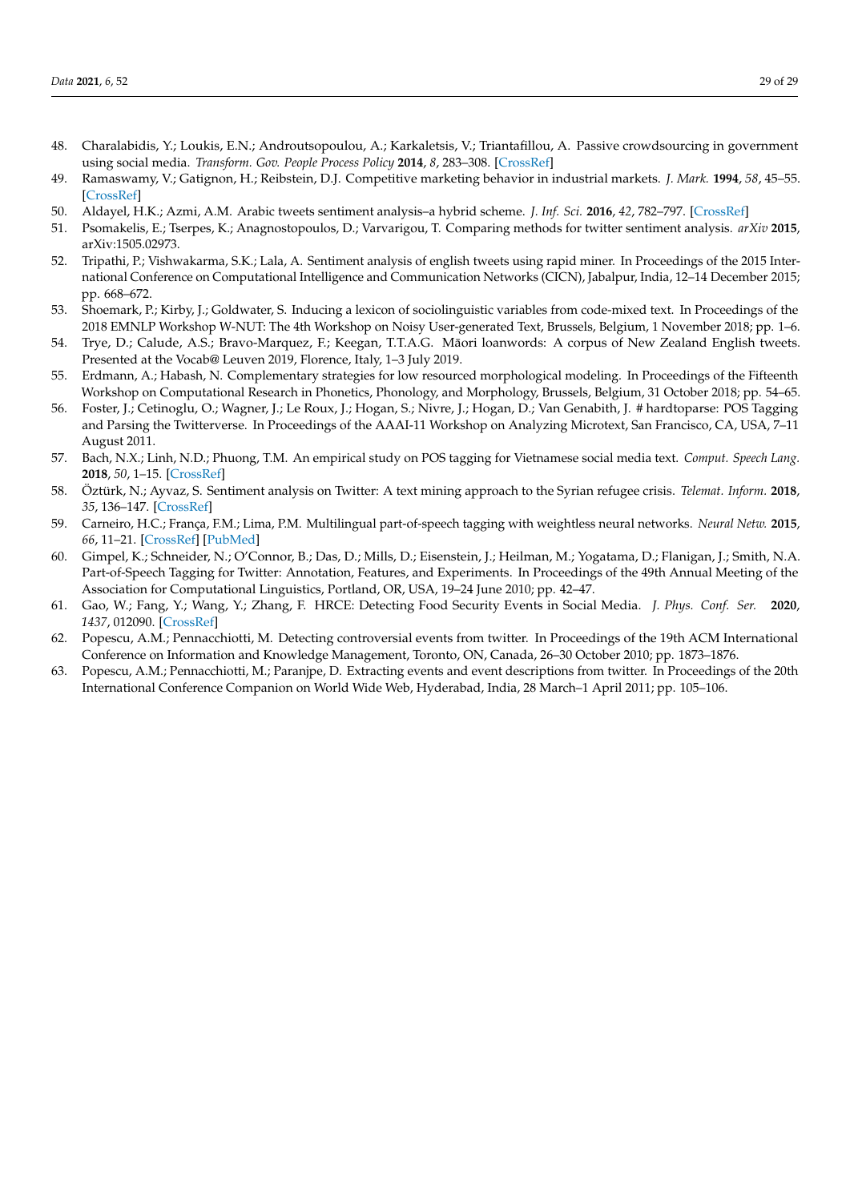48. Charalabidis, Y.; Loukis, E.N.; Androutsopoulou, A.; Karkaletsis, V.; Triantafillou, A. Passive crowdsourcing in government using social media. *Transform. Gov. People Process Policy* **2014**, *8*, 283–308. [CrossRef]
49. Ramaswamy, V.; Gatignon, H.; Reibstein, D.J. Competitive marketing behavior in industrial markets. *J. Mark.* **1994**, *58*, 45–55. [CrossRef]
50. Aldayel, H.K.; Azmi, A.M. Arabic tweets sentiment analysis–a hybrid scheme. *J. Inf. Sci.* **2016**, *42*, 782–797. [CrossRef]
51. Psomakelis, E.; Tserpes, K.; Anagnostopoulos, D.; Varvarigou, T. Comparing methods for twitter sentiment analysis. *arXiv* **2015**, arXiv:1505.02973.
52. Tripathi, P.; Vishwakarma, S.K.; Lala, A. Sentiment analysis of english tweets using rapid miner. In Proceedings of the 2015 International Conference on Computational Intelligence and Communication Networks (CICN), Jabalpur, India, 12–14 December 2015; pp. 668–672.
53. Shoemark, P.; Kirby, J.; Goldwater, S. Inducing a lexicon of sociolinguistic variables from code-mixed text. In Proceedings of the 2018 EMNLP Workshop W-NUT: The 4th Workshop on Noisy User-generated Text, Brussels, Belgium, 1 November 2018; pp. 1–6.
54. Trye, D.; Calude, A.S.; Bravo-Marquez, F.; Keegan, T.T.A.G. Māori loanwords: A corpus of New Zealand English tweets. Presented at the Vocab@ Leuven 2019, Florence, Italy, 1–3 July 2019.
55. Erdmann, A.; Habash, N. Complementary strategies for low resourced morphological modeling. In Proceedings of the Fifteenth Workshop on Computational Research in Phonetics, Phonology, and Morphology, Brussels, Belgium, 31 October 2018; pp. 54–65.
56. Foster, J.; Cetinoglu, O.; Wagner, J.; Le Roux, J.; Hogan, S.; Nivre, J.; Hogan, D.; Van Genabith, J. # hardtoparse: POS Tagging and Parsing the Twitterverse. In Proceedings of the AAAI-11 Workshop on Analyzing Microtext, San Francisco, CA, USA, 7–11 August 2011.
57. Bach, N.X.; Linh, N.D.; Phuong, T.M. An empirical study on POS tagging for Vietnamese social media text. *Comput. Speech Lang.* **2018**, *50*, 1–15. [CrossRef]
58. Öztürk, N.; Ayvaz, S. Sentiment analysis on Twitter: A text mining approach to the Syrian refugee crisis. *Telemat. Inform.* **2018**, *35*, 136–147. [CrossRef]
59. Carneiro, H.C.; França, F.M.; Lima, P.M. Multilingual part-of-speech tagging with weightless neural networks. *Neural Netw.* **2015**, *66*, 11–21. [CrossRef] [PubMed]
60. Gimpel, K.; Schneider, N.; O'Connor, B.; Das, D.; Mills, D.; Eisenstein, J.; Heilman, M.; Yogatama, D.; Flanigan, J.; Smith, N.A. Part-of-Speech Tagging for Twitter: Annotation, Features, and Experiments. In Proceedings of the 49th Annual Meeting of the Association for Computational Linguistics, Portland, OR, USA, 19–24 June 2010; pp. 42–47.
61. Gao, W.; Fang, Y.; Wang, Y.; Zhang, F. HRCE: Detecting Food Security Events in Social Media. *J. Phys. Conf. Ser.* **2020**, *1437*, 012090. [CrossRef]
62. Popescu, A.M.; Pennacchiotti, M. Detecting controversial events from twitter. In Proceedings of the 19th ACM International Conference on Information and Knowledge Management, Toronto, ON, Canada, 26–30 October 2010; pp. 1873–1876.
63. Popescu, A.M.; Pennacchiotti, M.; Paranjpe, D. Extracting events and event descriptions from twitter. In Proceedings of the 20th International Conference Companion on World Wide Web, Hyderabad, India, 28 March–1 April 2011; pp. 105–106.